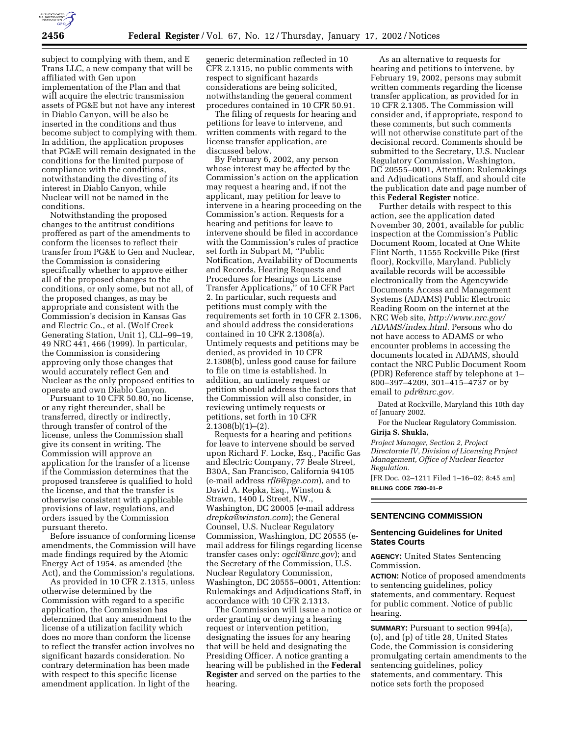subject to complying with them, and E Trans LLC, a new company that will be affiliated with Gen upon implementation of the Plan and that will acquire the electric transmission assets of PG&E but not have any interest in Diablo Canyon, will be also be inserted in the conditions and thus become subject to complying with them. In addition, the application proposes that PG&E will remain designated in the conditions for the limited purpose of compliance with the conditions, notwithstanding the divesting of its interest in Diablo Canyon, while Nuclear will not be named in the conditions.

Notwithstanding the proposed changes to the antitrust conditions proffered as part of the amendments to conform the licenses to reflect their transfer from PG&E to Gen and Nuclear, the Commission is considering specifically whether to approve either all of the proposed changes to the conditions, or only some, but not all, of the proposed changes, as may be appropriate and consistent with the Commission's decision in Kansas Gas and Electric Co., et al. (Wolf Creek Generating Station, Unit 1), CLI–99–19, 49 NRC 441, 466 (1999). In particular, the Commission is considering approving only those changes that would accurately reflect Gen and Nuclear as the only proposed entities to operate and own Diablo Canyon.

Pursuant to 10 CFR 50.80, no license, or any right thereunder, shall be transferred, directly or indirectly, through transfer of control of the license, unless the Commission shall give its consent in writing. The Commission will approve an application for the transfer of a license if the Commission determines that the proposed transferee is qualified to hold the license, and that the transfer is otherwise consistent with applicable provisions of law, regulations, and orders issued by the Commission pursuant thereto.

Before issuance of conforming license amendments, the Commission will have made findings required by the Atomic Energy Act of 1954, as amended (the Act), and the Commission's regulations.

As provided in 10 CFR 2.1315, unless otherwise determined by the Commission with regard to a specific application, the Commission has determined that any amendment to the license of a utilization facility which does no more than conform the license to reflect the transfer action involves no significant hazards consideration. No contrary determination has been made with respect to this specific license amendment application. In light of the generic determination reflected in 10 CFR 2.1315, no public comments with respect to significant hazards considerations are being solicited, notwithstanding the general comment procedures contained in 10 CFR 50.91.

The filing of requests for hearing and petitions for leave to intervene, and written comments with regard to the license transfer application, are discussed below.

By February 6, 2002, any person whose interest may be affected by the Commission's action on the application may request a hearing and, if not the applicant, may petition for leave to intervene in a hearing proceeding on the Commission's action. Requests for a hearing and petitions for leave to intervene should be filed in accordance with the Commission's rules of practice set forth in Subpart M, ''Public Notification, Availability of Documents and Records, Hearing Requests and Procedures for Hearings on License Transfer Applications,'' of 10 CFR Part 2. In particular, such requests and petitions must comply with the requirements set forth in 10 CFR 2.1306, and should address the considerations contained in 10 CFR 2.1308(a). Untimely requests and petitions may be denied, as provided in 10 CFR 2.1308(b), unless good cause for failure to file on time is established. In addition, an untimely request or petition should address the factors that the Commission will also consider, in reviewing untimely requests or petitions, set forth in 10 CFR 2.1308(b)(1)–(2).

Requests for a hearing and petitions for leave to intervene should be served upon Richard F. Locke, Esq., Pacific Gas and Electric Company, 77 Beale Street, B30A, San Francisco, California 94105 (e-mail address *rfl6@pge.com*), and to David A. Repka, Esq., Winston & Strawn, 1400 L Street, NW., Washington, DC 20005 (e-mail address *drepka@winston.com*); the General Counsel, U.S. Nuclear Regulatory Commission, Washington, DC 20555 (e-mail address for filings regarding license transfer cases only: *ogclt@nrc.gov*); and the Secretary of the Commission, U.S. Nuclear Regulatory Commission, Washington, DC 20555–0001, Attention: Rulemakings and Adjudications Staff, in accordance with 10 CFR 2.1313.

The Commission will issue a notice or order granting or denying a hearing request or intervention petition, designating the issues for any hearing that will be held and designating the Presiding Officer. A notice granting a hearing will be published in the **Federal Register** and served on the parties to the hearing.

As an alternative to requests for hearing and petitions to intervene, by February 19, 2002, persons may submit written comments regarding the license transfer application, as provided for in 10 CFR 2.1305. The Commission will consider and, if appropriate, respond to these comments, but such comments will not otherwise constitute part of the decisional record. Comments should be submitted to the Secretary, U.S. Nuclear Regulatory Commission, Washington, DC 20555–0001, Attention: Rulemakings and Adjudications Staff, and should cite the publication date and page number of this **Federal Register** notice.

Further details with respect to this action, see the application dated November 30, 2001, available for public inspection at the Commission's Public Document Room, located at One White Flint North, 11555 Rockville Pike (first floor), Rockville, Maryland. Publicly available records will be accessible electronically from the Agencywide Documents Access and Management Systems (ADAMS) Public Electronic Reading Room on the internet at the NRC Web site, *http://www.nrc.gov/ADAMS/index.html*. Persons who do not have access to ADAMS or who encounter problems in accessing the documents located in ADAMS, should contact the NRC Public Document Room (PDR) Reference staff by telephone at 1–800–397–4209, 301–415–4737 or by email to *pdr@nrc.gov*.

Dated at Rockville, Maryland this 10th day of January 2002.

For the Nuclear Regulatory Commission.

**Girija S. Shukla,**

*Project Manager, Section 2, Project Directorate IV, Division of Licensing Project Management, Office of Nuclear Reactor Regulation.*

[FR Doc. 02–1211 Filed 1–16–02; 8:45 am]

**BILLING CODE 7590–01–P**

## SENTENCING COMMISSION

### Sentencing Guidelines for United States Courts

**AGENCY:** United States Sentencing Commission.

**ACTION:** Notice of proposed amendments to sentencing guidelines, policy statements, and commentary. Request for public comment. Notice of public hearing.

**SUMMARY:** Pursuant to section 994(a), (o), and (p) of title 28, United States Code, the Commission is considering promulgating certain amendments to the sentencing guidelines, policy statements, and commentary. This notice sets forth the proposed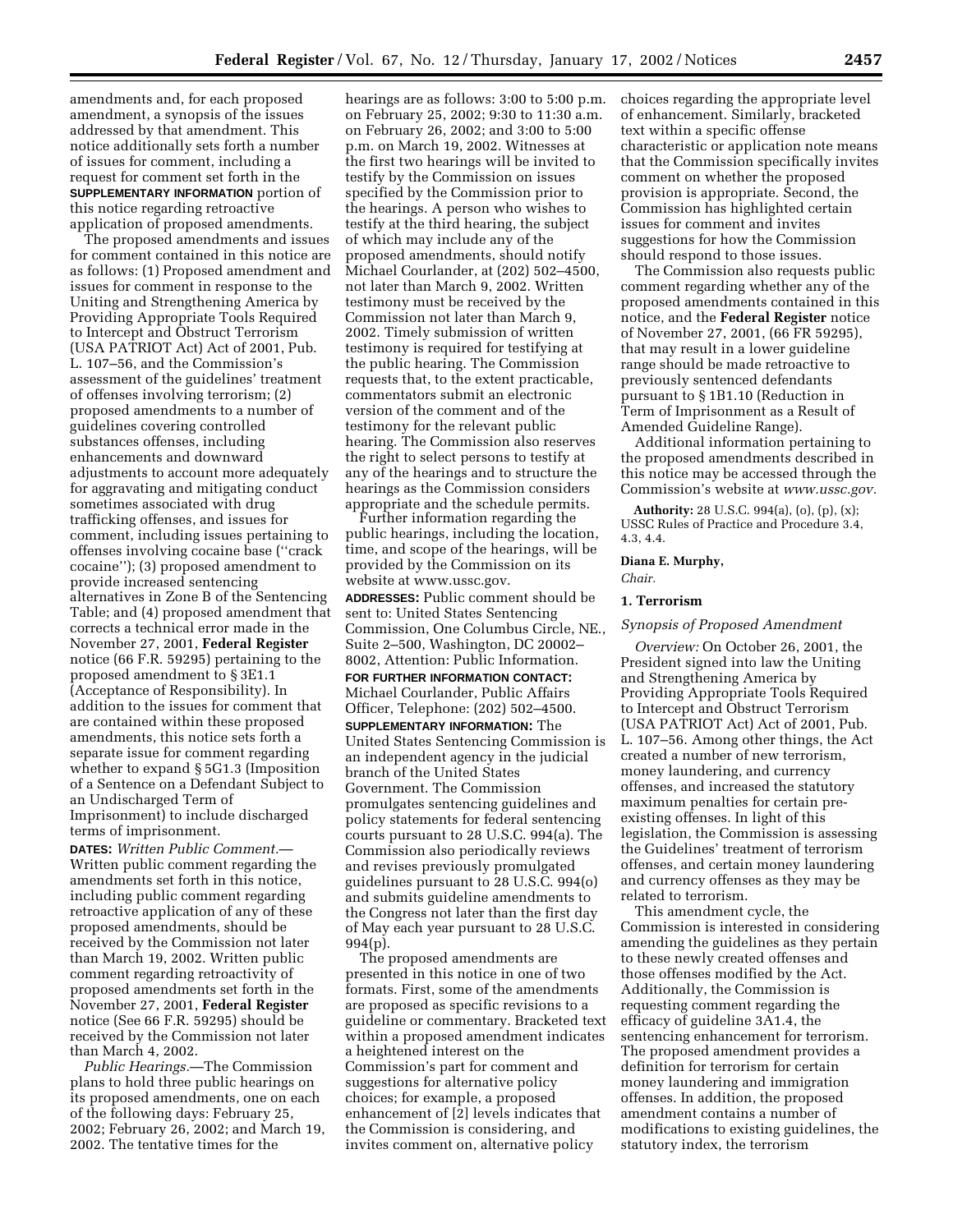amendments and, for each proposed amendment, a synopsis of the issues addressed by that amendment. This notice additionally sets forth a number of issues for comment, including a request for comment set forth in the **SUPPLEMENTARY INFORMATION** portion of this notice regarding retroactive application of proposed amendments.

The proposed amendments and issues for comment contained in this notice are as follows: (1) Proposed amendment and issues for comment in response to the Uniting and Strengthening America by Providing Appropriate Tools Required to Intercept and Obstruct Terrorism (USA PATRIOT Act) Act of 2001, Pub. L. 107–56, and the Commission's assessment of the guidelines' treatment of offenses involving terrorism; (2) proposed amendments to a number of guidelines covering controlled substances offenses, including enhancements and downward adjustments to account more adequately for aggravating and mitigating conduct sometimes associated with drug trafficking offenses, and issues for comment, including issues pertaining to offenses involving cocaine base ("crack cocaine"); (3) proposed amendment to provide increased sentencing alternatives in Zone B of the Sentencing Table; and (4) proposed amendment that corrects a technical error made in the November 27, 2001, **Federal Register** notice (66 F.R. 59295) pertaining to the proposed amendment to § 3E1.1 (Acceptance of Responsibility). In addition to the issues for comment that are contained within these proposed amendments, this notice sets forth a separate issue for comment regarding whether to expand § 5G1.3 (Imposition of a Sentence on a Defendant Subject to an Undischarged Term of Imprisonment) to include discharged terms of imprisonment.

**DATES:** *Written Public Comment.*—Written public comment regarding the amendments set forth in this notice, including public comment regarding retroactive application of any of these proposed amendments, should be received by the Commission not later than March 19, 2002. Written public comment regarding retroactivity of proposed amendments set forth in the November 27, 2001, **Federal Register** notice (See 66 F.R. 59295) should be received by the Commission not later than March 4, 2002.

*Public Hearings.*—The Commission plans to hold three public hearings on its proposed amendments, one on each of the following days: February 25, 2002; February 26, 2002; and March 19, 2002. The tentative times for the hearings are as follows: 3:00 to 5:00 p.m. on February 25, 2002; 9:30 to 11:30 a.m. on February 26, 2002; and 3:00 to 5:00 p.m. on March 19, 2002. Witnesses at the first two hearings will be invited to testify by the Commission on issues specified by the Commission prior to the hearings. A person who wishes to testify at the third hearing, the subject of which may include any of the proposed amendments, should notify Michael Courlander, at (202) 502–4500, not later than March 9, 2002. Written testimony must be received by the Commission not later than March 9, 2002. Timely submission of written testimony is required for testifying at the public hearing. The Commission requests that, to the extent practicable, commentators submit an electronic version of the comment and of the testimony for the relevant public hearing. The Commission also reserves the right to select persons to testify at any of the hearings and to structure the hearings as the Commission considers appropriate and the schedule permits.

Further information regarding the public hearings, including the location, time, and scope of the hearings, will be provided by the Commission on its website at www.ussc.gov.

**ADDRESSES:** Public comment should be sent to: United States Sentencing Commission, One Columbus Circle, NE., Suite 2–500, Washington, DC 20002–8002, Attention: Public Information.

**FOR FURTHER INFORMATION CONTACT:** Michael Courlander, Public Affairs Officer, Telephone: (202) 502–4500.

**SUPPLEMENTARY INFORMATION:** The United States Sentencing Commission is an independent agency in the judicial branch of the United States Government. The Commission promulgates sentencing guidelines and policy statements for federal sentencing courts pursuant to 28 U.S.C. 994(a). The Commission also periodically reviews and revises previously promulgated guidelines pursuant to 28 U.S.C. 994(o) and submits guideline amendments to the Congress not later than the first day of May each year pursuant to 28 U.S.C. 994(p).

The proposed amendments are presented in this notice in one of two formats. First, some of the amendments are proposed as specific revisions to a guideline or commentary. Bracketed text within a proposed amendment indicates a heightened interest on the Commission's part for comment and suggestions for alternative policy choices; for example, a proposed enhancement of [2] levels indicates that the Commission is considering, and invites comment on, alternative policy choices regarding the appropriate level of enhancement. Similarly, bracketed text within a specific offense characteristic or application note means that the Commission specifically invites comment on whether the proposed provision is appropriate. Second, the Commission has highlighted certain issues for comment and invites suggestions for how the Commission should respond to those issues.

The Commission also requests public comment regarding whether any of the proposed amendments contained in this notice, and the **Federal Register** notice of November 27, 2001, (66 FR 59295), that may result in a lower guideline range should be made retroactive to previously sentenced defendants pursuant to § 1B1.10 (Reduction in Term of Imprisonment as a Result of Amended Guideline Range).

Additional information pertaining to the proposed amendments described in this notice may be accessed through the Commission's website at *www.ussc.gov.*

**Authority:** 28 U.S.C. 994(a), (o), (p), (x); USSC Rules of Practice and Procedure 3.4, 4.3, 4.4.

**Diana E. Murphy,**
*Chair.*

## 1. Terrorism

### *Synopsis of Proposed Amendment*

*Overview:* On October 26, 2001, the President signed into law the Uniting and Strengthening America by Providing Appropriate Tools Required to Intercept and Obstruct Terrorism (USA PATRIOT Act) Act of 2001, Pub. L. 107–56. Among other things, the Act created a number of new terrorism, money laundering, and currency offenses, and increased the statutory maximum penalties for certain pre-existing offenses. In light of this legislation, the Commission is assessing the Guidelines' treatment of terrorism offenses, and certain money laundering and currency offenses as they may be related to terrorism.

This amendment cycle, the Commission is interested in considering amending the guidelines as they pertain to these newly created offenses and those offenses modified by the Act. Additionally, the Commission is requesting comment regarding the efficacy of guideline 3A1.4, the sentencing enhancement for terrorism. The proposed amendment provides a definition for terrorism for certain money laundering and immigration offenses. In addition, the proposed amendment contains a number of modifications to existing guidelines, the statutory index, the terrorism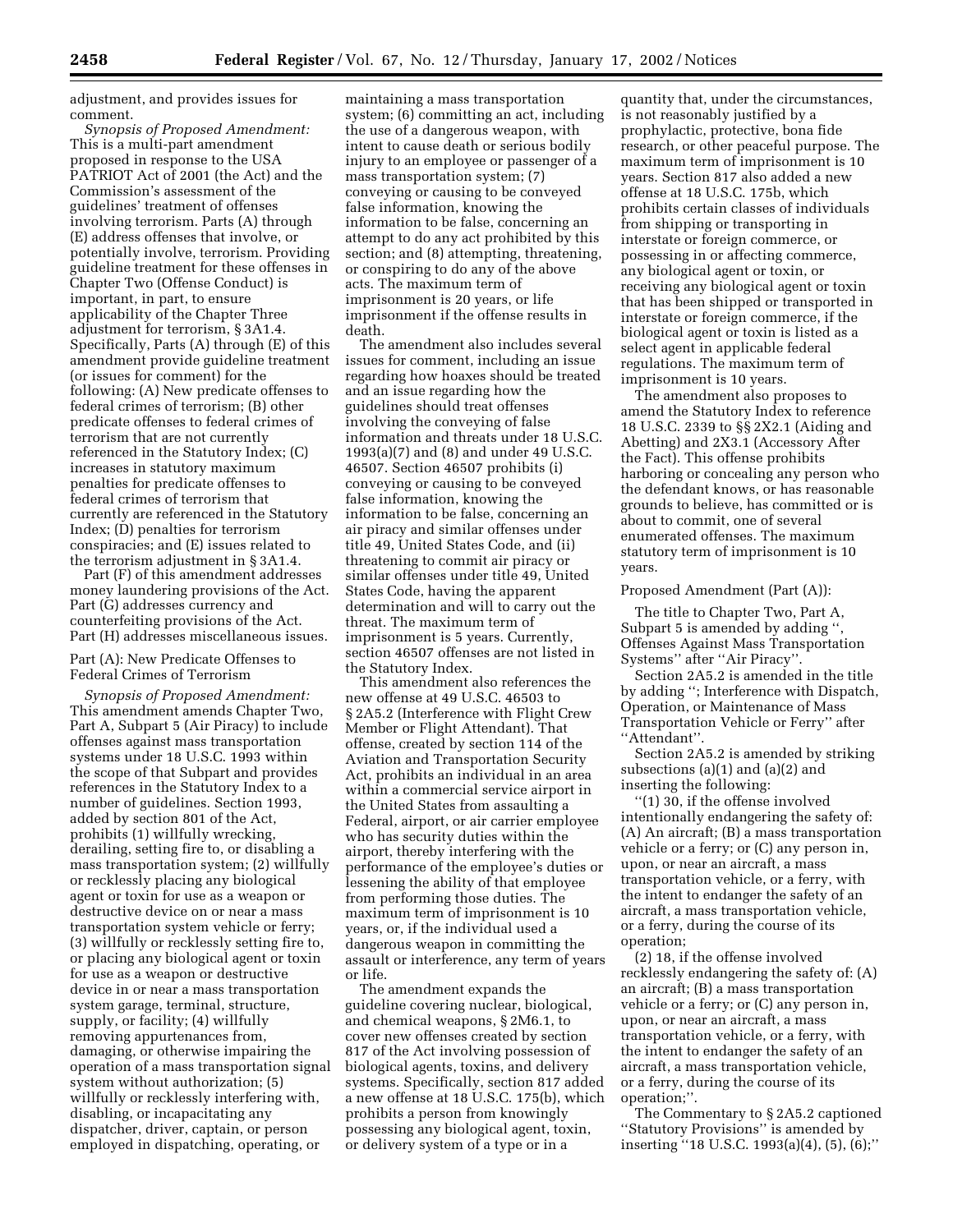adjustment, and provides issues for comment.

*Synopsis of Proposed Amendment:* This is a multi-part amendment proposed in response to the USA PATRIOT Act of 2001 (the Act) and the Commission's assessment of the guidelines' treatment of offenses involving terrorism. Parts (A) through (E) address offenses that involve, or potentially involve, terrorism. Providing guideline treatment for these offenses in Chapter Two (Offense Conduct) is important, in part, to ensure applicability of the Chapter Three adjustment for terrorism, § 3A1.4. Specifically, Parts (A) through (E) of this amendment provide guideline treatment (or issues for comment) for the following: (A) New predicate offenses to federal crimes of terrorism; (B) other predicate offenses to federal crimes of terrorism that are not currently referenced in the Statutory Index; (C) increases in statutory maximum penalties for predicate offenses to federal crimes of terrorism that currently are referenced in the Statutory Index; (D) penalties for terrorism conspiracies; and (E) issues related to the terrorism adjustment in § 3A1.4.

Part (F) of this amendment addresses money laundering provisions of the Act. Part (G) addresses currency and counterfeiting provisions of the Act. Part (H) addresses miscellaneous issues.

Part (A): New Predicate Offenses to Federal Crimes of Terrorism

*Synopsis of Proposed Amendment:* This amendment amends Chapter Two, Part A, Subpart 5 (Air Piracy) to include offenses against mass transportation systems under 18 U.S.C. 1993 within the scope of that Subpart and provides references in the Statutory Index to a number of guidelines. Section 1993, added by section 801 of the Act, prohibits (1) willfully wrecking, derailing, setting fire to, or disabling a mass transportation system; (2) willfully or recklessly placing any biological agent or toxin for use as a weapon or destructive device on or near a mass transportation system vehicle or ferry; (3) willfully or recklessly setting fire to, or placing any biological agent or toxin for use as a weapon or destructive device in or near a mass transportation system garage, terminal, structure, supply, or facility; (4) willfully removing appurtenances from, damaging, or otherwise impairing the operation of a mass transportation signal system without authorization; (5) willfully or recklessly interfering with, disabling, or incapacitating any dispatcher, driver, captain, or person employed in dispatching, operating, or maintaining a mass transportation system; (6) committing an act, including the use of a dangerous weapon, with intent to cause death or serious bodily injury to an employee or passenger of a mass transportation system; (7) conveying or causing to be conveyed false information, knowing the information to be false, concerning an attempt to do any act prohibited by this section; and (8) attempting, threatening, or conspiring to do any of the above acts. The maximum term of imprisonment is 20 years, or life imprisonment if the offense results in death.

The amendment also includes several issues for comment, including an issue regarding how hoaxes should be treated and an issue regarding how the guidelines should treat offenses involving the conveying of false information and threats under 18 U.S.C. 1993(a)(7) and (8) and under 49 U.S.C. 46507. Section 46507 prohibits (i) conveying or causing to be conveyed false information, knowing the information to be false, concerning an air piracy and similar offenses under title 49, United States Code, and (ii) threatening to commit air piracy or similar offenses under title 49, United States Code, having the apparent determination and will to carry out the threat. The maximum term of imprisonment is 5 years. Currently, section 46507 offenses are not listed in the Statutory Index.

This amendment also references the new offense at 49 U.S.C. 46503 to § 2A5.2 (Interference with Flight Crew Member or Flight Attendant). That offense, created by section 114 of the Aviation and Transportation Security Act, prohibits an individual in an area within a commercial service airport in the United States from assaulting a Federal, airport, or air carrier employee who has security duties within the airport, thereby interfering with the performance of the employee's duties or lessening the ability of that employee from performing those duties. The maximum term of imprisonment is 10 years, or, if the individual used a dangerous weapon in committing the assault or interference, any term of years or life.

The amendment expands the guideline covering nuclear, biological, and chemical weapons, § 2M6.1, to cover new offenses created by section 817 of the Act involving possession of biological agents, toxins, and delivery systems. Specifically, section 817 added a new offense at 18 U.S.C. 175(b), which prohibits a person from knowingly possessing any biological agent, toxin, or delivery system of a type or in a quantity that, under the circumstances, is not reasonably justified by a prophylactic, protective, bona fide research, or other peaceful purpose. The maximum term of imprisonment is 10 years. Section 817 also added a new offense at 18 U.S.C. 175b, which prohibits certain classes of individuals from shipping or transporting in interstate or foreign commerce, or possessing in or affecting commerce, any biological agent or toxin, or receiving any biological agent or toxin that has been shipped or transported in interstate or foreign commerce, if the biological agent or toxin is listed as a select agent in applicable federal regulations. The maximum term of imprisonment is 10 years.

The amendment also proposes to amend the Statutory Index to reference 18 U.S.C. 2339 to §§ 2X2.1 (Aiding and Abetting) and 2X3.1 (Accessory After the Fact). This offense prohibits harboring or concealing any person who the defendant knows, or has reasonable grounds to believe, has committed or is about to commit, one of several enumerated offenses. The maximum statutory term of imprisonment is 10 years.

Proposed Amendment (Part (A)):

The title to Chapter Two, Part A, Subpart 5 is amended by adding '', Offenses Against Mass Transportation Systems'' after ''Air Piracy''.

Section 2A5.2 is amended in the title by adding ''; Interference with Dispatch, Operation, or Maintenance of Mass Transportation Vehicle or Ferry'' after ''Attendant''.

Section 2A5.2 is amended by striking subsections (a)(1) and (a)(2) and inserting the following:

''(1) 30, if the offense involved intentionally endangering the safety of: (A) An aircraft; (B) a mass transportation vehicle or a ferry; or (C) any person in, upon, or near an aircraft, a mass transportation vehicle, or a ferry, with the intent to endanger the safety of an aircraft, a mass transportation vehicle, or a ferry, during the course of its operation;

(2) 18, if the offense involved recklessly endangering the safety of: (A) an aircraft; (B) a mass transportation vehicle or a ferry; or (C) any person in, upon, or near an aircraft, a mass transportation vehicle, or a ferry, with the intent to endanger the safety of an aircraft, a mass transportation vehicle, or a ferry, during the course of its operation;''.

The Commentary to § 2A5.2 captioned ''Statutory Provisions'' is amended by inserting ''18 U.S.C. 1993(a)(4), (5), (6);''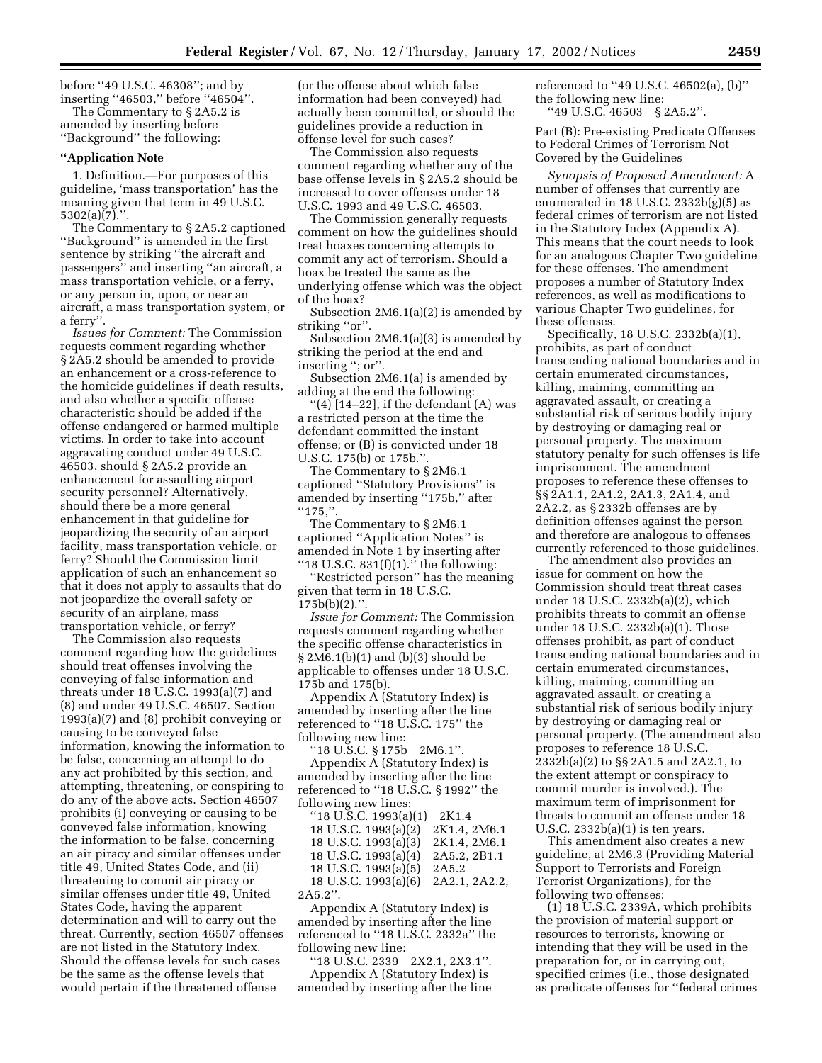before ''49 U.S.C. 46308''; and by inserting ''46503,'' before ''46504''.

The Commentary to § 2A5.2 is amended by inserting before ''Background'' the following:

**''Application Note**

1. Definition.—For purposes of this guideline, 'mass transportation' has the meaning given that term in 49 U.S.C. 5302(a)(7).''.

The Commentary to § 2A5.2 captioned ''Background'' is amended in the first sentence by striking ''the aircraft and passengers'' and inserting ''an aircraft, a mass transportation vehicle, or a ferry, or any person in, upon, or near an aircraft, a mass transportation system, or a ferry''.

*Issues for Comment:* The Commission requests comment regarding whether § 2A5.2 should be amended to provide an enhancement or a cross-reference to the homicide guidelines if death results, and also whether a specific offense characteristic should be added if the offense endangered or harmed multiple victims. In order to take into account aggravating conduct under 49 U.S.C. 46503, should § 2A5.2 provide an enhancement for assaulting airport security personnel? Alternatively, should there be a more general enhancement in that guideline for jeopardizing the security of an airport facility, mass transportation vehicle, or ferry? Should the Commission limit application of such an enhancement so that it does not apply to assaults that do not jeopardize the overall safety or security of an airplane, mass transportation vehicle, or ferry?

The Commission also requests comment regarding how the guidelines should treat offenses involving the conveying of false information and threats under 18 U.S.C. 1993(a)(7) and (8) and under 49 U.S.C. 46507. Section 1993(a)(7) and (8) prohibit conveying or causing to be conveyed false information, knowing the information to be false, concerning an attempt to do any act prohibited by this section, and attempting, threatening, or conspiring to do any of the above acts. Section 46507 prohibits (i) conveying or causing to be conveyed false information, knowing the information to be false, concerning an air piracy and similar offenses under title 49, United States Code, and (ii) threatening to commit air piracy or similar offenses under title 49, United States Code, having the apparent determination and will to carry out the threat. Currently, section 46507 offenses are not listed in the Statutory Index. Should the offense levels for such cases be the same as the offense levels that would pertain if the threatened offense (or the offense about which false information had been conveyed) had actually been committed, or should the guidelines provide a reduction in offense level for such cases?

The Commission also requests comment regarding whether any of the base offense levels in § 2A5.2 should be increased to cover offenses under 18 U.S.C. 1993 and 49 U.S.C. 46503.

The Commission generally requests comment on how the guidelines should treat hoaxes concerning attempts to commit any act of terrorism. Should a hoax be treated the same as the underlying offense which was the object of the hoax?

Subsection 2M6.1(a)(2) is amended by striking ''or''.

Subsection 2M6.1(a)(3) is amended by striking the period at the end and inserting ''; or''.

Subsection 2M6.1(a) is amended by adding at the end the following:

''(4) [14–22], if the defendant (A) was a restricted person at the time the defendant committed the instant offense; or (B) is convicted under 18 U.S.C. 175(b) or 175b.''.

The Commentary to § 2M6.1 captioned ''Statutory Provisions'' is amended by inserting ''175b,'' after ''175,''.

The Commentary to § 2M6.1 captioned ''Application Notes'' is amended in Note 1 by inserting after ''18 U.S.C. 831(f)(1).'' the following:

''Restricted person'' has the meaning given that term in 18 U.S.C. 175b(b)(2).''.

*Issue for Comment:* The Commission requests comment regarding whether the specific offense characteristics in § 2M6.1(b)(1) and (b)(3) should be applicable to offenses under 18 U.S.C. 175b and 175(b).

Appendix A (Statutory Index) is amended by inserting after the line referenced to ''18 U.S.C. 175'' the following new line:

''18 U.S.C. § 175b 2M6.1''.

Appendix A (Statutory Index) is amended by inserting after the line referenced to ''18 U.S.C. § 1992'' the following new lines:

''18 U.S.C. 1993(a)(1) 2K1.4
18 U.S.C. 1993(a)(2) 2K1.4, 2M6.1
18 U.S.C. 1993(a)(3) 2K1.4, 2M6.1
18 U.S.C. 1993(a)(4) 2A5.2, 2B1.1
18 U.S.C. 1993(a)(5) 2A5.2
18 U.S.C. 1993(a)(6) 2A2.1, 2A2.2, 2A5.2''.

Appendix A (Statutory Index) is amended by inserting after the line referenced to ''18 U.S.C. 2332a'' the following new line:

''18 U.S.C. 2339 2X2.1, 2X3.1''.

Appendix A (Statutory Index) is amended by inserting after the line referenced to ''49 U.S.C. 46502(a), (b)'' the following new line:

''49 U.S.C. 46503 § 2A5.2''.

Part (B): Pre-existing Predicate Offenses to Federal Crimes of Terrorism Not Covered by the Guidelines

*Synopsis of Proposed Amendment:* A number of offenses that currently are enumerated in 18 U.S.C. 2332b(g)(5) as federal crimes of terrorism are not listed in the Statutory Index (Appendix A). This means that the court needs to look for an analogous Chapter Two guideline for these offenses. The amendment proposes a number of Statutory Index references, as well as modifications to various Chapter Two guidelines, for these offenses.

Specifically, 18 U.S.C. 2332b(a)(1), prohibits, as part of conduct transcending national boundaries and in certain enumerated circumstances, killing, maiming, committing an aggravated assault, or creating a substantial risk of serious bodily injury by destroying or damaging real or personal property. The maximum statutory penalty for such offenses is life imprisonment. The amendment proposes to reference these offenses to §§ 2A1.1, 2A1.2, 2A1.3, 2A1.4, and 2A2.2, as § 2332b offenses are by definition offenses against the person and therefore are analogous to offenses currently referenced to those guidelines.

The amendment also provides an issue for comment on how the Commission should treat threat cases under 18 U.S.C. 2332b(a)(2), which prohibits threats to commit an offense under 18 U.S.C. 2332b(a)(1). Those offenses prohibit, as part of conduct transcending national boundaries and in certain enumerated circumstances, killing, maiming, committing an aggravated assault, or creating a substantial risk of serious bodily injury by destroying or damaging real or personal property. (The amendment also proposes to reference 18 U.S.C. 2332b(a)(2) to §§ 2A1.5 and 2A2.1, to the extent attempt or conspiracy to commit murder is involved.). The maximum term of imprisonment for threats to commit an offense under 18 U.S.C. 2332b(a)(1) is ten years.

This amendment also creates a new guideline, at 2M6.3 (Providing Material Support to Terrorists and Foreign Terrorist Organizations), for the following two offenses:

(1) 18 U.S.C. 2339A, which prohibits the provision of material support or resources to terrorists, knowing or intending that they will be used in the preparation for, or in carrying out, specified crimes (i.e., those designated as predicate offenses for ''federal crimes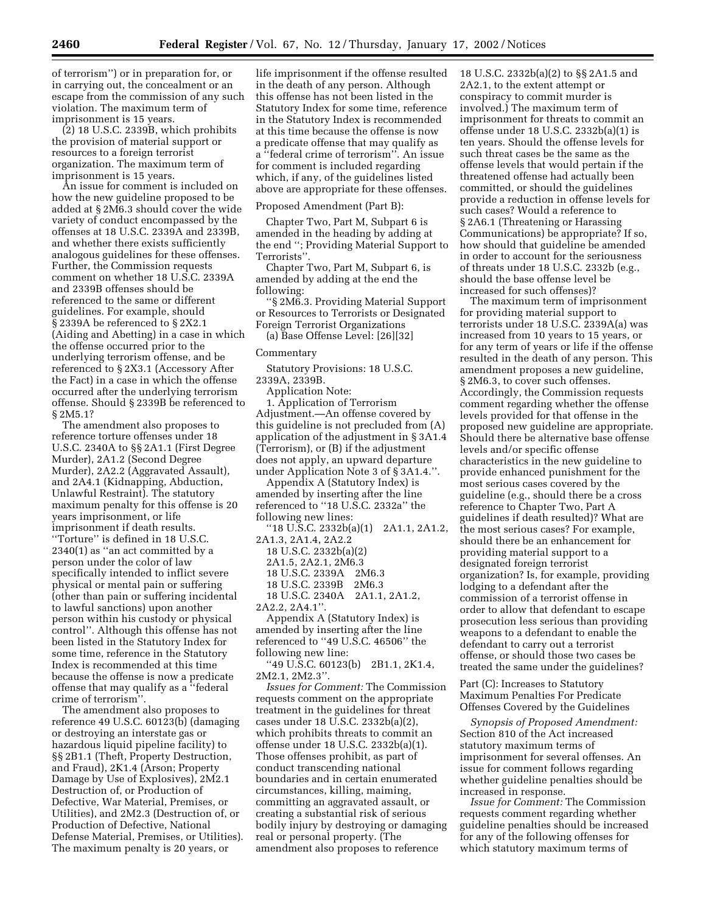of terrorism") or in preparation for, or in carrying out, the concealment or an escape from the commission of any such violation. The maximum term of imprisonment is 15 years.

(2) 18 U.S.C. 2339B, which prohibits the provision of material support or resources to a foreign terrorist organization. The maximum term of imprisonment is 15 years.

An issue for comment is included on how the new guideline proposed to be added at § 2M6.3 should cover the wide variety of conduct encompassed by the offenses at 18 U.S.C. 2339A and 2339B, and whether there exists sufficiently analogous guidelines for these offenses. Further, the Commission requests comment on whether 18 U.S.C. 2339A and 2339B offenses should be referenced to the same or different guidelines. For example, should § 2339A be referenced to § 2X2.1 (Aiding and Abetting) in a case in which the offense occurred prior to the underlying terrorism offense, and be referenced to § 2X3.1 (Accessory After the Fact) in a case in which the offense occurred after the underlying terrorism offense. Should § 2339B be referenced to § 2M5.1?

The amendment also proposes to reference torture offenses under 18 U.S.C. 2340A to §§ 2A1.1 (First Degree Murder), 2A1.2 (Second Degree Murder), 2A2.2 (Aggravated Assault), and 2A4.1 (Kidnapping, Abduction, Unlawful Restraint). The statutory maximum penalty for this offense is 20 years imprisonment, or life imprisonment if death results. "Torture" is defined in 18 U.S.C. 2340(1) as "an act committed by a person under the color of law specifically intended to inflict severe physical or mental pain or suffering (other than pain or suffering incidental to lawful sanctions) upon another person within his custody or physical control". Although this offense has not been listed in the Statutory Index for some time, reference in the Statutory Index is recommended at this time because the offense is now a predicate offense that may qualify as a "federal crime of terrorism".

The amendment also proposes to reference 49 U.S.C. 60123(b) (damaging or destroying an interstate gas or hazardous liquid pipeline facility) to §§ 2B1.1 (Theft, Property Destruction, and Fraud), 2K1.4 (Arson; Property Damage by Use of Explosives), 2M2.1 Destruction of, or Production of Defective, War Material, Premises, or Utilities), and 2M2.3 (Destruction of, or Production of Defective, National Defense Material, Premises, or Utilities). The maximum penalty is 20 years, or life imprisonment if the offense resulted in the death of any person. Although this offense has not been listed in the Statutory Index for some time, reference in the Statutory Index is recommended at this time because the offense is now a predicate offense that may qualify as a "federal crime of terrorism". An issue for comment is included regarding which, if any, of the guidelines listed above are appropriate for these offenses.

Proposed Amendment (Part B):

Chapter Two, Part M, Subpart 6 is amended in the heading by adding at the end "; Providing Material Support to Terrorists".

Chapter Two, Part M, Subpart 6, is amended by adding at the end the following:

"§ 2M6.3. Providing Material Support or Resources to Terrorists or Designated Foreign Terrorist Organizations

(a) Base Offense Level: [26][32]

Commentary

Statutory Provisions: 18 U.S.C. 2339A, 2339B.

Application Note:

1. Application of Terrorism Adjustment.—An offense covered by this guideline is not precluded from (A) application of the adjustment in § 3A1.4 (Terrorism), or (B) if the adjustment does not apply, an upward departure under Application Note 3 of § 3A1.4.".

Appendix A (Statutory Index) is amended by inserting after the line referenced to "18 U.S.C. 2332a" the following new lines:

"18 U.S.C. 2332b(a)(1) 2A1.1, 2A1.2, 2A1.3, 2A1.4, 2A2.2
18 U.S.C. 2332b(a)(2) 2A1.5, 2A2.1, 2M6.3
18 U.S.C. 2339A 2M6.3
18 U.S.C. 2339B 2M6.3
18 U.S.C. 2340A 2A1.1, 2A1.2, 2A2.2, 2A4.1".

Appendix A (Statutory Index) is amended by inserting after the line referenced to "49 U.S.C. 46506" the following new line:

"49 U.S.C. 60123(b) 2B1.1, 2K1.4, 2M2.1, 2M2.3".

*Issues for Comment:* The Commission requests comment on the appropriate treatment in the guidelines for threat cases under 18 U.S.C. 2332b(a)(2), which prohibits threats to commit an offense under 18 U.S.C. 2332b(a)(1). Those offenses prohibit, as part of conduct transcending national boundaries and in certain enumerated circumstances, killing, maiming, committing an aggravated assault, or creating a substantial risk of serious bodily injury by destroying or damaging real or personal property. (The amendment also proposes to reference 18 U.S.C. 2332b(a)(2) to §§ 2A1.5 and 2A2.1, to the extent attempt or conspiracy to commit murder is involved.) The maximum term of imprisonment for threats to commit an offense under 18 U.S.C. 2332b(a)(1) is ten years. Should the offense levels for such threat cases be the same as the offense levels that would pertain if the threatened offense had actually been committed, or should the guidelines provide a reduction in offense levels for such cases? Would a reference to § 2A6.1 (Threatening or Harassing Communications) be appropriate? If so, how should that guideline be amended in order to account for the seriousness of threats under 18 U.S.C. 2332b (e.g., should the base offense level be increased for such offenses)?

The maximum term of imprisonment for providing material support to terrorists under 18 U.S.C. 2339A(a) was increased from 10 years to 15 years, or for any term of years or life if the offense resulted in the death of any person. This amendment proposes a new guideline, § 2M6.3, to cover such offenses. Accordingly, the Commission requests comment regarding whether the offense levels provided for that offense in the proposed new guideline are appropriate. Should there be alternative base offense levels and/or specific offense characteristics in the new guideline to provide enhanced punishment for the most serious cases covered by the guideline (e.g., should there be a cross reference to Chapter Two, Part A guidelines if death resulted)? What are the most serious cases? For example, should there be an enhancement for providing material support to a designated foreign terrorist organization? Is, for example, providing lodging to a defendant after the commission of a terrorist offense in order to allow that defendant to escape prosecution less serious than providing weapons to a defendant to enable the defendant to carry out a terrorist offense, or should those two cases be treated the same under the guidelines?

Part (C): Increases to Statutory Maximum Penalties For Predicate Offenses Covered by the Guidelines

*Synopsis of Proposed Amendment:* Section 810 of the Act increased statutory maximum terms of imprisonment for several offenses. An issue for comment follows regarding whether guideline penalties should be increased in response.

*Issue for Comment:* The Commission requests comment regarding whether guideline penalties should be increased for any of the following offenses for which statutory maximum terms of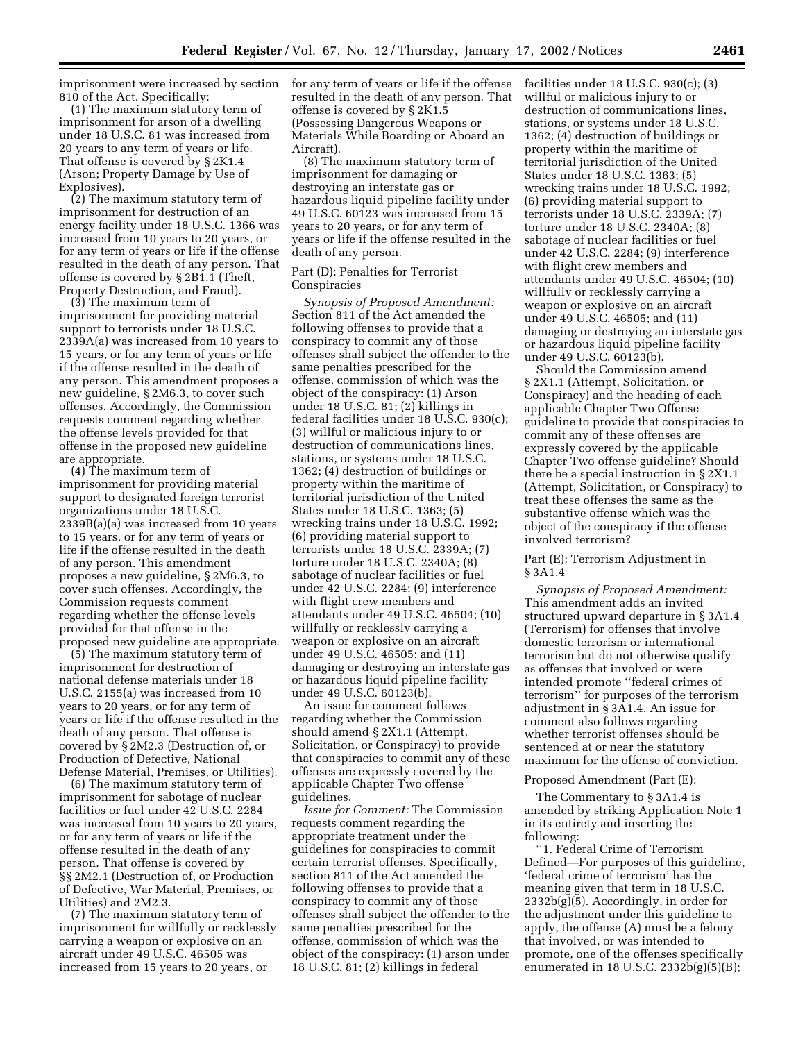imprisonment were increased by section 810 of the Act. Specifically:

(1) The maximum statutory term of imprisonment for arson of a dwelling under 18 U.S.C. 81 was increased from 20 years to any term of years or life. That offense is covered by § 2K1.4 (Arson; Property Damage by Use of Explosives).

(2) The maximum statutory term of imprisonment for destruction of an energy facility under 18 U.S.C. 1366 was increased from 10 years to 20 years, or for any term of years or life if the offense resulted in the death of any person. That offense is covered by § 2B1.1 (Theft, Property Destruction, and Fraud).

(3) The maximum term of imprisonment for providing material support to terrorists under 18 U.S.C. 2339A(a) was increased from 10 years to 15 years, or for any term of years or life if the offense resulted in the death of any person. This amendment proposes a new guideline, § 2M6.3, to cover such offenses. Accordingly, the Commission requests comment regarding whether the offense levels provided for that offense in the proposed new guideline are appropriate.

(4) The maximum term of imprisonment for providing material support to designated foreign terrorist organizations under 18 U.S.C. 2339B(a)(a) was increased from 10 years to 15 years, or for any term of years or life if the offense resulted in the death of any person. This amendment proposes a new guideline, § 2M6.3, to cover such offenses. Accordingly, the Commission requests comment regarding whether the offense levels provided for that offense in the proposed new guideline are appropriate.

(5) The maximum statutory term of imprisonment for destruction of national defense materials under 18 U.S.C. 2155(a) was increased from 10 years to 20 years, or for any term of years or life if the offense resulted in the death of any person. That offense is covered by § 2M2.3 (Destruction of, or Production of Defective, National Defense Material, Premises, or Utilities).

(6) The maximum statutory term of imprisonment for sabotage of nuclear facilities or fuel under 42 U.S.C. 2284 was increased from 10 years to 20 years, or for any term of years or life if the offense resulted in the death of any person. That offense is covered by §§ 2M2.1 (Destruction of, or Production of Defective, War Material, Premises, or Utilities) and 2M2.3.

(7) The maximum statutory term of imprisonment for willfully or recklessly carrying a weapon or explosive on an aircraft under 49 U.S.C. 46505 was increased from 15 years to 20 years, or for any term of years or life if the offense resulted in the death of any person. That offense is covered by § 2K1.5 (Possessing Dangerous Weapons or Materials While Boarding or Aboard an Aircraft).

(8) The maximum statutory term of imprisonment for damaging or destroying an interstate gas or hazardous liquid pipeline facility under 49 U.S.C. 60123 was increased from 15 years to 20 years, or for any term of years or life if the offense resulted in the death of any person.

Part (D): Penalties for Terrorist Conspiracies

*Synopsis of Proposed Amendment:* Section 811 of the Act amended the following offenses to provide that a conspiracy to commit any of those offenses shall subject the offender to the same penalties prescribed for the offense, commission of which was the object of the conspiracy: (1) Arson under 18 U.S.C. 81; (2) killings in federal facilities under 18 U.S.C. 930(c); (3) willful or malicious injury to or destruction of communications lines, stations, or systems under 18 U.S.C. 1362; (4) destruction of buildings or property within the maritime of territorial jurisdiction of the United States under 18 U.S.C. 1363; (5) wrecking trains under 18 U.S.C. 1992; (6) providing material support to terrorists under 18 U.S.C. 2339A; (7) torture under 18 U.S.C. 2340A; (8) sabotage of nuclear facilities or fuel under 42 U.S.C. 2284; (9) interference with flight crew members and attendants under 49 U.S.C. 46504; (10) willfully or recklessly carrying a weapon or explosive on an aircraft under 49 U.S.C. 46505; and (11) damaging or destroying an interstate gas or hazardous liquid pipeline facility under 49 U.S.C. 60123(b).

An issue for comment follows regarding whether the Commission should amend § 2X1.1 (Attempt, Solicitation, or Conspiracy) to provide that conspiracies to commit any of these offenses are expressly covered by the applicable Chapter Two offense guidelines.

*Issue for Comment:* The Commission requests comment regarding the appropriate treatment under the guidelines for conspiracies to commit certain terrorist offenses. Specifically, section 811 of the Act amended the following offenses to provide that a conspiracy to commit any of those offenses shall subject the offender to the same penalties prescribed for the offense, commission of which was the object of the conspiracy: (1) arson under 18 U.S.C. 81; (2) killings in federal facilities under 18 U.S.C. 930(c); (3) willful or malicious injury to or destruction of communications lines, stations, or systems under 18 U.S.C. 1362; (4) destruction of buildings or property within the maritime of territorial jurisdiction of the United States under 18 U.S.C. 1363; (5) wrecking trains under 18 U.S.C. 1992; (6) providing material support to terrorists under 18 U.S.C. 2339A; (7) torture under 18 U.S.C. 2340A; (8) sabotage of nuclear facilities or fuel under 42 U.S.C. 2284; (9) interference with flight crew members and attendants under 49 U.S.C. 46504; (10) willfully or recklessly carrying a weapon or explosive on an aircraft under 49 U.S.C. 46505; and (11) damaging or destroying an interstate gas or hazardous liquid pipeline facility under 49 U.S.C. 60123(b).

Should the Commission amend § 2X1.1 (Attempt, Solicitation, or Conspiracy) and the heading of each applicable Chapter Two Offense guideline to provide that conspiracies to commit any of these offenses are expressly covered by the applicable Chapter Two offense guideline? Should there be a special instruction in § 2X1.1 (Attempt, Solicitation, or Conspiracy) to treat these offenses the same as the substantive offense which was the object of the conspiracy if the offense involved terrorism?

Part (E): Terrorism Adjustment in § 3A1.4

*Synopsis of Proposed Amendment:* This amendment adds an invited structured upward departure in § 3A1.4 (Terrorism) for offenses that involve domestic terrorism or international terrorism but do not otherwise qualify as offenses that involved or were intended promote ''federal crimes of terrorism'' for purposes of the terrorism adjustment in § 3A1.4. An issue for comment also follows regarding whether terrorist offenses should be sentenced at or near the statutory maximum for the offense of conviction.

Proposed Amendment (Part (E):

The Commentary to § 3A1.4 is amended by striking Application Note 1 in its entirety and inserting the following:

''1. Federal Crime of Terrorism Defined—For purposes of this guideline, 'federal crime of terrorism' has the meaning given that term in 18 U.S.C. 2332b(g)(5). Accordingly, in order for the adjustment under this guideline to apply, the offense (A) must be a felony that involved, or was intended to promote, one of the offenses specifically enumerated in 18 U.S.C. 2332b(g)(5)(B);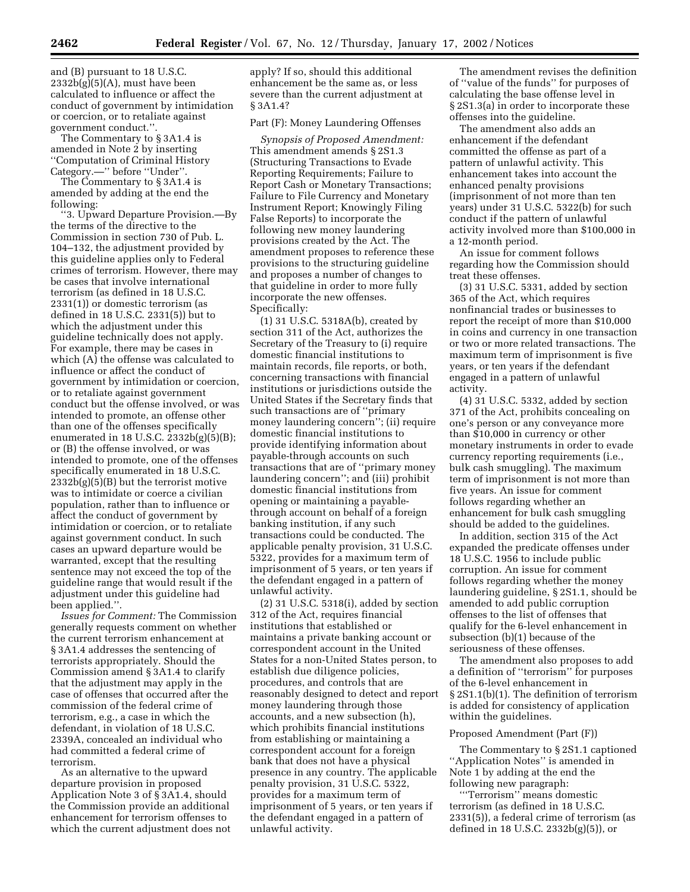and (B) pursuant to 18 U.S.C. 2332b(g)(5)(A), must have been calculated to influence or affect the conduct of government by intimidation or coercion, or to retaliate against government conduct.''.

The Commentary to § 3A1.4 is amended in Note 2 by inserting ''Computation of Criminal History Category.—'' before ''Under''.

The Commentary to § 3A1.4 is amended by adding at the end the following:

''3. Upward Departure Provision.—By the terms of the directive to the Commission in section 730 of Pub. L. 104–132, the adjustment provided by this guideline applies only to Federal crimes of terrorism. However, there may be cases that involve international terrorism (as defined in 18 U.S.C. 2331(1)) or domestic terrorism (as defined in 18 U.S.C. 2331(5)) but to which the adjustment under this guideline technically does not apply. For example, there may be cases in which (A) the offense was calculated to influence or affect the conduct of government by intimidation or coercion, or to retaliate against government conduct but the offense involved, or was intended to promote, an offense other than one of the offenses specifically enumerated in 18 U.S.C. 2332b(g)(5)(B); or (B) the offense involved, or was intended to promote, one of the offenses specifically enumerated in 18 U.S.C. 2332b(g)(5)(B) but the terrorist motive was to intimidate or coerce a civilian population, rather than to influence or affect the conduct of government by intimidation or coercion, or to retaliate against government conduct. In such cases an upward departure would be warranted, except that the resulting sentence may not exceed the top of the guideline range that would result if the adjustment under this guideline had been applied.''.

*Issues for Comment:* The Commission generally requests comment on whether the current terrorism enhancement at § 3A1.4 addresses the sentencing of terrorists appropriately. Should the Commission amend § 3A1.4 to clarify that the adjustment may apply in the case of offenses that occurred after the commission of the federal crime of terrorism, e.g., a case in which the defendant, in violation of 18 U.S.C. 2339A, concealed an individual who had committed a federal crime of terrorism.

As an alternative to the upward departure provision in proposed Application Note 3 of § 3A1.4, should the Commission provide an additional enhancement for terrorism offenses to which the current adjustment does not apply? If so, should this additional enhancement be the same as, or less severe than the current adjustment at § 3A1.4?

Part (F): Money Laundering Offenses

*Synopsis of Proposed Amendment:* This amendment amends § 2S1.3 (Structuring Transactions to Evade Reporting Requirements; Failure to Report Cash or Monetary Transactions; Failure to File Currency and Monetary Instrument Report; Knowingly Filing False Reports) to incorporate the following new money laundering provisions created by the Act. The amendment proposes to reference these provisions to the structuring guideline and proposes a number of changes to that guideline in order to more fully incorporate the new offenses. Specifically:

(1) 31 U.S.C. 5318A(b), created by section 311 of the Act, authorizes the Secretary of the Treasury to (i) require domestic financial institutions to maintain records, file reports, or both, concerning transactions with financial institutions or jurisdictions outside the United States if the Secretary finds that such transactions are of ''primary money laundering concern''; (ii) require domestic financial institutions to provide identifying information about payable-through accounts on such transactions that are of ''primary money laundering concern''; and (iii) prohibit domestic financial institutions from opening or maintaining a payable-through account on behalf of a foreign banking institution, if any such transactions could be conducted. The applicable penalty provision, 31 U.S.C. 5322, provides for a maximum term of imprisonment of 5 years, or ten years if the defendant engaged in a pattern of unlawful activity.

(2) 31 U.S.C. 5318(i), added by section 312 of the Act, requires financial institutions that established or maintains a private banking account or correspondent account in the United States for a non-United States person, to establish due diligence policies, procedures, and controls that are reasonably designed to detect and report money laundering through those accounts, and a new subsection (h), which prohibits financial institutions from establishing or maintaining a correspondent account for a foreign bank that does not have a physical presence in any country. The applicable penalty provision, 31 U.S.C. 5322, provides for a maximum term of imprisonment of 5 years, or ten years if the defendant engaged in a pattern of unlawful activity.

The amendment revises the definition of ''value of the funds'' for purposes of calculating the base offense level in § 2S1.3(a) in order to incorporate these offenses into the guideline.

The amendment also adds an enhancement if the defendant committed the offense as part of a pattern of unlawful activity. This enhancement takes into account the enhanced penalty provisions (imprisonment of not more than ten years) under 31 U.S.C. 5322(b) for such conduct if the pattern of unlawful activity involved more than $100,000 in a 12-month period.

An issue for comment follows regarding how the Commission should treat these offenses.

(3) 31 U.S.C. 5331, added by section 365 of the Act, which requires nonfinancial trades or businesses to report the receipt of more than $10,000 in coins and currency in one transaction or two or more related transactions. The maximum term of imprisonment is five years, or ten years if the defendant engaged in a pattern of unlawful activity.

(4) 31 U.S.C. 5332, added by section 371 of the Act, prohibits concealing on one's person or any conveyance more than $10,000 in currency or other monetary instruments in order to evade currency reporting requirements (i.e., bulk cash smuggling). The maximum term of imprisonment is not more than five years. An issue for comment follows regarding whether an enhancement for bulk cash smuggling should be added to the guidelines.

In addition, section 315 of the Act expanded the predicate offenses under 18 U.S.C. 1956 to include public corruption. An issue for comment follows regarding whether the money laundering guideline, § 2S1.1, should be amended to add public corruption offenses to the list of offenses that qualify for the 6-level enhancement in subsection (b)(1) because of the seriousness of these offenses.

The amendment also proposes to add a definition of ''terrorism'' for purposes of the 6-level enhancement in § 2S1.1(b)(1). The definition of terrorism is added for consistency of application within the guidelines.

Proposed Amendment (Part (F))

The Commentary to § 2S1.1 captioned ''Application Notes'' is amended in Note 1 by adding at the end the following new paragraph:

'''Terrorism'' means domestic terrorism (as defined in 18 U.S.C. 2331(5)), a federal crime of terrorism (as defined in 18 U.S.C. 2332b(g)(5)), or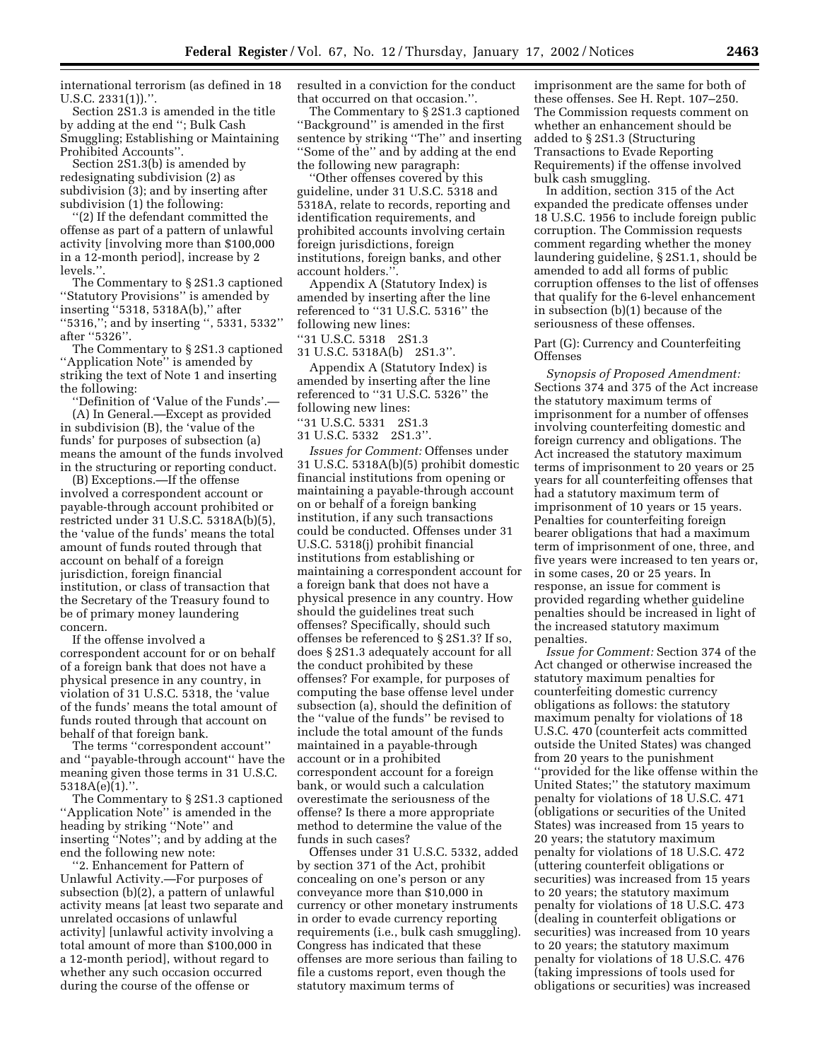international terrorism (as defined in 18 U.S.C. 2331(1)).''.

Section 2S1.3 is amended in the title by adding at the end ''; Bulk Cash Smuggling; Establishing or Maintaining Prohibited Accounts''.

Section 2S1.3(b) is amended by redesignating subdivision (2) as subdivision (3); and by inserting after subdivision (1) the following:

''(2) If the defendant committed the offense as part of a pattern of unlawful activity [involving more than $100,000 in a 12-month period], increase by 2 levels.''.

The Commentary to § 2S1.3 captioned ''Statutory Provisions'' is amended by inserting ''5318, 5318A(b),'' after ''5316,''; and by inserting '', 5331, 5332'' after ''5326''.

The Commentary to § 2S1.3 captioned ''Application Note'' is amended by striking the text of Note 1 and inserting the following:

''Definition of 'Value of the Funds'.—

(A) In General.—Except as provided in subdivision (B), the 'value of the funds' for purposes of subsection (a) means the amount of the funds involved in the structuring or reporting conduct.

(B) Exceptions.—If the offense involved a correspondent account or payable-through account prohibited or restricted under 31 U.S.C. 5318A(b)(5), the 'value of the funds' means the total amount of funds routed through that account on behalf of a foreign jurisdiction, foreign financial institution, or class of transaction that the Secretary of the Treasury found to be of primary money laundering concern.

If the offense involved a correspondent account for or on behalf of a foreign bank that does not have a physical presence in any country, in violation of 31 U.S.C. 5318, the 'value of the funds' means the total amount of funds routed through that account on behalf of that foreign bank.

The terms ''correspondent account'' and ''payable-through account'' have the meaning given those terms in 31 U.S.C. 5318A(e)(1).''.

The Commentary to § 2S1.3 captioned ''Application Note'' is amended in the heading by striking ''Note'' and inserting ''Notes''; and by adding at the end the following new note:

''2. Enhancement for Pattern of Unlawful Activity.—For purposes of subsection (b)(2), a pattern of unlawful activity means [at least two separate and unrelated occasions of unlawful activity] [unlawful activity involving a total amount of more than $100,000 in a 12-month period], without regard to whether any such occasion occurred during the course of the offense or resulted in a conviction for the conduct that occurred on that occasion.''.

The Commentary to § 2S1.3 captioned ''Background'' is amended in the first sentence by striking ''The'' and inserting ''Some of the'' and by adding at the end the following new paragraph:

''Other offenses covered by this guideline, under 31 U.S.C. 5318 and 5318A, relate to records, reporting and identification requirements, and prohibited accounts involving certain foreign jurisdictions, foreign institutions, foreign banks, and other account holders.''.

Appendix A (Statutory Index) is amended by inserting after the line referenced to ''31 U.S.C. 5316'' the following new lines:

''31 U.S.C. 5318 2S1.3
31 U.S.C. 5318A(b) 2S1.3''.

Appendix A (Statutory Index) is amended by inserting after the line referenced to ''31 U.S.C. 5326'' the following new lines:

''31 U.S.C. 5331 2S1.3
31 U.S.C. 5332 2S1.3''.

*Issues for Comment:* Offenses under 31 U.S.C. 5318A(b)(5) prohibit domestic financial institutions from opening or maintaining a payable-through account on or behalf of a foreign banking institution, if any such transactions could be conducted. Offenses under 31 U.S.C. 5318(j) prohibit financial institutions from establishing or maintaining a correspondent account for a foreign bank that does not have a physical presence in any country. How should the guidelines treat such offenses? Specifically, should such offenses be referenced to § 2S1.3? If so, does § 2S1.3 adequately account for all the conduct prohibited by these offenses? For example, for purposes of computing the base offense level under subsection (a), should the definition of the ''value of the funds'' be revised to include the total amount of the funds maintained in a payable-through account or in a prohibited correspondent account for a foreign bank, or would such a calculation overestimate the seriousness of the offense? Is there a more appropriate method to determine the value of the funds in such cases?

Offenses under 31 U.S.C. 5332, added by section 371 of the Act, prohibit concealing on one's person or any conveyance more than $10,000 in currency or other monetary instruments in order to evade currency reporting requirements (i.e., bulk cash smuggling). Congress has indicated that these offenses are more serious than failing to file a customs report, even though the statutory maximum terms of imprisonment are the same for both of these offenses. See H. Rept. 107–250. The Commission requests comment on whether an enhancement should be added to § 2S1.3 (Structuring Transactions to Evade Reporting Requirements) if the offense involved bulk cash smuggling.

In addition, section 315 of the Act expanded the predicate offenses under 18 U.S.C. 1956 to include foreign public corruption. The Commission requests comment regarding whether the money laundering guideline, § 2S1.1, should be amended to add all forms of public corruption offenses to the list of offenses that qualify for the 6-level enhancement in subsection (b)(1) because of the seriousness of these offenses.

Part (G): Currency and Counterfeiting Offenses

*Synopsis of Proposed Amendment:* Sections 374 and 375 of the Act increase the statutory maximum terms of imprisonment for a number of offenses involving counterfeiting domestic and foreign currency and obligations. The Act increased the statutory maximum terms of imprisonment to 20 years or 25 years for all counterfeiting offenses that had a statutory maximum term of imprisonment of 10 years or 15 years. Penalties for counterfeiting foreign bearer obligations that had a maximum term of imprisonment of one, three, and five years were increased to ten years or, in some cases, 20 or 25 years. In response, an issue for comment is provided regarding whether guideline penalties should be increased in light of the increased statutory maximum penalties.

*Issue for Comment:* Section 374 of the Act changed or otherwise increased the statutory maximum penalties for counterfeiting domestic currency obligations as follows: the statutory maximum penalty for violations of 18 U.S.C. 470 (counterfeit acts committed outside the United States) was changed from 20 years to the punishment ''provided for the like offense within the United States;'' the statutory maximum penalty for violations of 18 U.S.C. 471 (obligations or securities of the United States) was increased from 15 years to 20 years; the statutory maximum penalty for violations of 18 U.S.C. 472 (uttering counterfeit obligations or securities) was increased from 15 years to 20 years; the statutory maximum penalty for violations of 18 U.S.C. 473 (dealing in counterfeit obligations or securities) was increased from 10 years to 20 years; the statutory maximum penalty for violations of 18 U.S.C. 476 (taking impressions of tools used for obligations or securities) was increased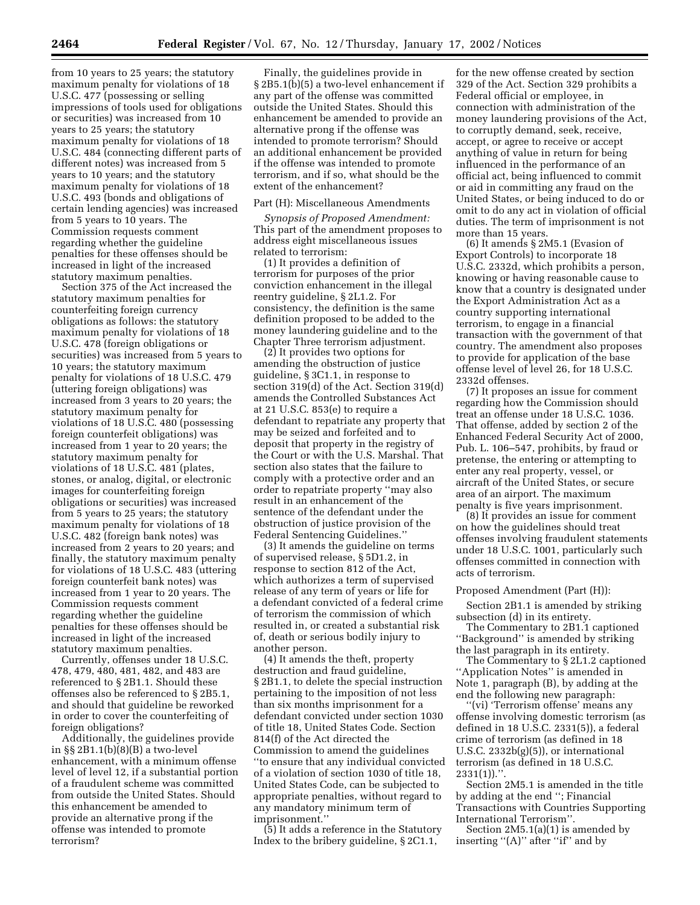from 10 years to 25 years; the statutory maximum penalty for violations of 18 U.S.C. 477 (possessing or selling impressions of tools used for obligations or securities) was increased from 10 years to 25 years; the statutory maximum penalty for violations of 18 U.S.C. 484 (connecting different parts of different notes) was increased from 5 years to 10 years; and the statutory maximum penalty for violations of 18 U.S.C. 493 (bonds and obligations of certain lending agencies) was increased from 5 years to 10 years. The Commission requests comment regarding whether the guideline penalties for these offenses should be increased in light of the increased statutory maximum penalties.

Section 375 of the Act increased the statutory maximum penalties for counterfeiting foreign currency obligations as follows: the statutory maximum penalty for violations of 18 U.S.C. 478 (foreign obligations or securities) was increased from 5 years to 10 years; the statutory maximum penalty for violations of 18 U.S.C. 479 (uttering foreign obligations) was increased from 3 years to 20 years; the statutory maximum penalty for violations of 18 U.S.C. 480 (possessing foreign counterfeit obligations) was increased from 1 year to 20 years; the statutory maximum penalty for violations of 18 U.S.C. 481 (plates, stones, or analog, digital, or electronic images for counterfeiting foreign obligations or securities) was increased from 5 years to 25 years; the statutory maximum penalty for violations of 18 U.S.C. 482 (foreign bank notes) was increased from 2 years to 20 years; and finally, the statutory maximum penalty for violations of 18 U.S.C. 483 (uttering foreign counterfeit bank notes) was increased from 1 year to 20 years. The Commission requests comment regarding whether the guideline penalties for these offenses should be increased in light of the increased statutory maximum penalties.

Currently, offenses under 18 U.S.C. 478, 479, 480, 481, 482, and 483 are referenced to § 2B1.1. Should these offenses also be referenced to § 2B5.1, and should that guideline be reworked in order to cover the counterfeiting of foreign obligations?

Additionally, the guidelines provide in §§ 2B1.1(b)(8)(B) a two-level enhancement, with a minimum offense level of level 12, if a substantial portion of a fraudulent scheme was committed from outside the United States. Should this enhancement be amended to provide an alternative prong if the offense was intended to promote terrorism?

Finally, the guidelines provide in § 2B5.1(b)(5) a two-level enhancement if any part of the offense was committed outside the United States. Should this enhancement be amended to provide an alternative prong if the offense was intended to promote terrorism? Should an additional enhancement be provided if the offense was intended to promote terrorism, and if so, what should be the extent of the enhancement?

Part (H): Miscellaneous Amendments

*Synopsis of Proposed Amendment:* This part of the amendment proposes to address eight miscellaneous issues related to terrorism:

(1) It provides a definition of terrorism for purposes of the prior conviction enhancement in the illegal reentry guideline, § 2L1.2. For consistency, the definition is the same definition proposed to be added to the money laundering guideline and to the Chapter Three terrorism adjustment.

(2) It provides two options for amending the obstruction of justice guideline, § 3C1.1, in response to section 319(d) of the Act. Section 319(d) amends the Controlled Substances Act at 21 U.S.C. 853(e) to require a defendant to repatriate any property that may be seized and forfeited and to deposit that property in the registry of the Court or with the U.S. Marshal. That section also states that the failure to comply with a protective order and an order to repatriate property ''may also result in an enhancement of the sentence of the defendant under the obstruction of justice provision of the Federal Sentencing Guidelines.''

(3) It amends the guideline on terms of supervised release, § 5D1.2, in response to section 812 of the Act, which authorizes a term of supervised release of any term of years or life for a defendant convicted of a federal crime of terrorism the commission of which resulted in, or created a substantial risk of, death or serious bodily injury to another person.

(4) It amends the theft, property destruction and fraud guideline, § 2B1.1, to delete the special instruction pertaining to the imposition of not less than six months imprisonment for a defendant convicted under section 1030 of title 18, United States Code. Section 814(f) of the Act directed the Commission to amend the guidelines ''to ensure that any individual convicted of a violation of section 1030 of title 18, United States Code, can be subjected to appropriate penalties, without regard to any mandatory minimum term of imprisonment.''

(5) It adds a reference in the Statutory Index to the bribery guideline, § 2C1.1, for the new offense created by section 329 of the Act. Section 329 prohibits a Federal official or employee, in connection with administration of the money laundering provisions of the Act, to corruptly demand, seek, receive, accept, or agree to receive or accept anything of value in return for being influenced in the performance of an official act, being influenced to commit or aid in committing any fraud on the United States, or being induced to do or omit to do any act in violation of official duties. The term of imprisonment is not more than 15 years.

(6) It amends § 2M5.1 (Evasion of Export Controls) to incorporate 18 U.S.C. 2332d, which prohibits a person, knowing or having reasonable cause to know that a country is designated under the Export Administration Act as a country supporting international terrorism, to engage in a financial transaction with the government of that country. The amendment also proposes to provide for application of the base offense level of level 26, for 18 U.S.C. 2332d offenses.

(7) It proposes an issue for comment regarding how the Commission should treat an offense under 18 U.S.C. 1036. That offense, added by section 2 of the Enhanced Federal Security Act of 2000, Pub. L. 106–547, prohibits, by fraud or pretense, the entering or attempting to enter any real property, vessel, or aircraft of the United States, or secure area of an airport. The maximum penalty is five years imprisonment.

(8) It provides an issue for comment on how the guidelines should treat offenses involving fraudulent statements under 18 U.S.C. 1001, particularly such offenses committed in connection with acts of terrorism.

Proposed Amendment (Part (H)):

Section 2B1.1 is amended by striking subsection (d) in its entirety.

The Commentary to 2B1.1 captioned ''Background'' is amended by striking the last paragraph in its entirety.

The Commentary to § 2L1.2 captioned ''Application Notes'' is amended in Note 1, paragraph (B), by adding at the end the following new paragraph:

''(vi) 'Terrorism offense' means any offense involving domestic terrorism (as defined in 18 U.S.C. 2331(5)), a federal crime of terrorism (as defined in 18 U.S.C. 2332b(g)(5)), or international terrorism (as defined in 18 U.S.C. 2331(1)).''.

Section 2M5.1 is amended in the title by adding at the end ''; Financial Transactions with Countries Supporting International Terrorism''.

Section 2M5.1(a)(1) is amended by inserting ''(A)'' after ''if'' and by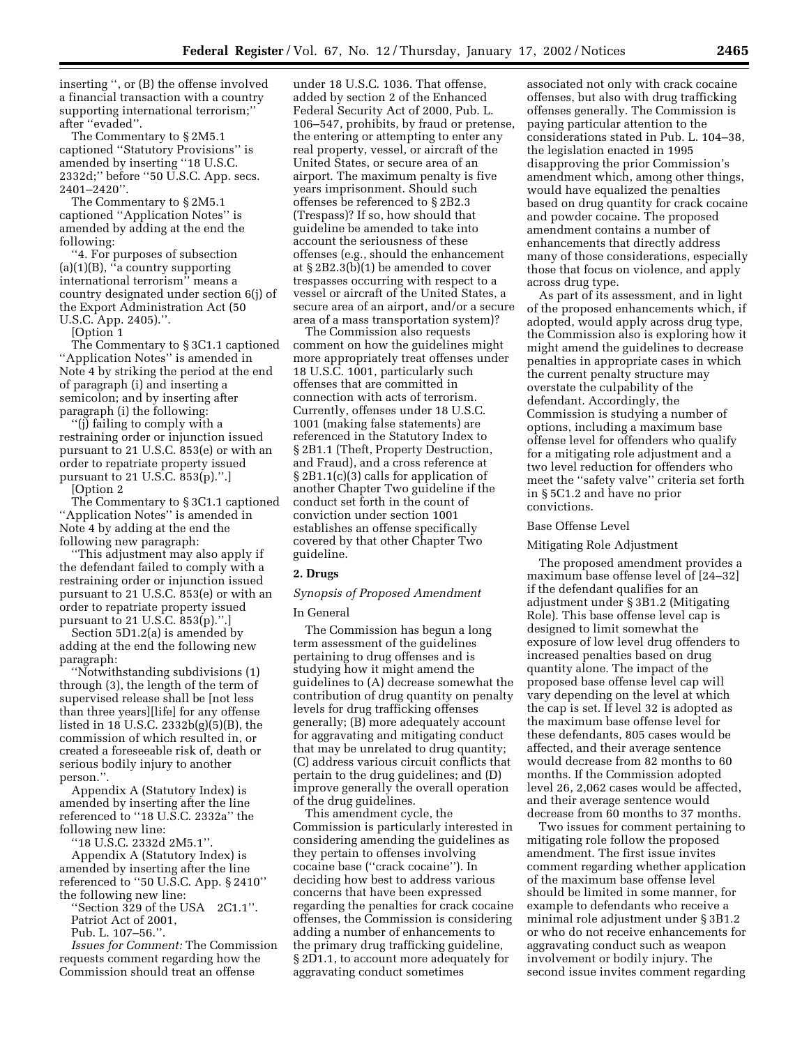inserting '', or (B) the offense involved a financial transaction with a country supporting international terrorism;'' after ''evaded''.

The Commentary to § 2M5.1 captioned ''Statutory Provisions'' is amended by inserting ''18 U.S.C. 2332d;'' before ''50 U.S.C. App. secs. 2401–2420''.

The Commentary to § 2M5.1 captioned ''Application Notes'' is amended by adding at the end the following:

''4. For purposes of subsection (a)(1)(B), ''a country supporting international terrorism'' means a country designated under section 6(j) of the Export Administration Act (50 U.S.C. App. 2405).''.

[Option 1

The Commentary to § 3C1.1 captioned ''Application Notes'' is amended in Note 4 by striking the period at the end of paragraph (i) and inserting a semicolon; and by inserting after paragraph (i) the following:

''(j) failing to comply with a restraining order or injunction issued pursuant to 21 U.S.C. 853(e) or with an order to repatriate property issued pursuant to 21 U.S.C. 853(p).''.]

[Option 2

The Commentary to § 3C1.1 captioned ''Application Notes'' is amended in Note 4 by adding at the end the following new paragraph:

''This adjustment may also apply if the defendant failed to comply with a restraining order or injunction issued pursuant to 21 U.S.C. 853(e) or with an order to repatriate property issued pursuant to 21 U.S.C. 853(p).''.]

Section 5D1.2(a) is amended by adding at the end the following new paragraph:

''Notwithstanding subdivisions (1) through (3), the length of the term of supervised release shall be [not less than three years][life] for any offense listed in 18 U.S.C. 2332b(g)(5)(B), the commission of which resulted in, or created a foreseeable risk of, death or serious bodily injury to another person.''.

Appendix A (Statutory Index) is amended by inserting after the line referenced to ''18 U.S.C. 2332a'' the following new line:

''18 U.S.C. 2332d 2M5.1''.

Appendix A (Statutory Index) is amended by inserting after the line referenced to ''50 U.S.C. App. § 2410'' the following new line:

''Section 329 of the USA 2C1.1''.
Patriot Act of 2001,
Pub. L. 107–56.''.

*Issues for Comment:* The Commission requests comment regarding how the Commission should treat an offense under 18 U.S.C. 1036. That offense, added by section 2 of the Enhanced Federal Security Act of 2000, Pub. L. 106–547, prohibits, by fraud or pretense, the entering or attempting to enter any real property, vessel, or aircraft of the United States, or secure area of an airport. The maximum penalty is five years imprisonment. Should such offenses be referenced to § 2B2.3 (Trespass)? If so, how should that guideline be amended to take into account the seriousness of these offenses (e.g., should the enhancement at § 2B2.3(b)(1) be amended to cover trespasses occurring with respect to a vessel or aircraft of the United States, a secure area of an airport, and/or a secure area of a mass transportation system)?

The Commission also requests comment on how the guidelines might more appropriately treat offenses under 18 U.S.C. 1001, particularly such offenses that are committed in connection with acts of terrorism. Currently, offenses under 18 U.S.C. 1001 (making false statements) are referenced in the Statutory Index to § 2B1.1 (Theft, Property Destruction, and Fraud), and a cross reference at § 2B1.1(c)(3) calls for application of another Chapter Two guideline if the conduct set forth in the count of conviction under section 1001 establishes an offense specifically covered by that other Chapter Two guideline.

## 2. Drugs

### *Synopsis of Proposed Amendment*

#### In General

The Commission has begun a long term assessment of the guidelines pertaining to drug offenses and is studying how it might amend the guidelines to (A) decrease somewhat the contribution of drug quantity on penalty levels for drug trafficking offenses generally; (B) more adequately account for aggravating and mitigating conduct that may be unrelated to drug quantity; (C) address various circuit conflicts that pertain to the drug guidelines; and (D) improve generally the overall operation of the drug guidelines.

This amendment cycle, the Commission is particularly interested in considering amending the guidelines as they pertain to offenses involving cocaine base (''crack cocaine''). In deciding how best to address various concerns that have been expressed regarding the penalties for crack cocaine offenses, the Commission is considering adding a number of enhancements to the primary drug trafficking guideline, § 2D1.1, to account more adequately for aggravating conduct sometimes associated not only with crack cocaine offenses, but also with drug trafficking offenses generally. The Commission is paying particular attention to the considerations stated in Pub. L. 104–38, the legislation enacted in 1995 disapproving the prior Commission's amendment which, among other things, would have equalized the penalties based on drug quantity for crack cocaine and powder cocaine. The proposed amendment contains a number of enhancements that directly address many of those considerations, especially those that focus on violence, and apply across drug type.

As part of its assessment, and in light of the proposed enhancements which, if adopted, would apply across drug type, the Commission also is exploring how it might amend the guidelines to decrease penalties in appropriate cases in which the current penalty structure may overstate the culpability of the defendant. Accordingly, the Commission is studying a number of options, including a maximum base offense level for offenders who qualify for a mitigating role adjustment and a two level reduction for offenders who meet the ''safety valve'' criteria set forth in § 5C1.2 and have no prior convictions.

#### Base Offense Level

#### Mitigating Role Adjustment

The proposed amendment provides a maximum base offense level of [24–32] if the defendant qualifies for an adjustment under § 3B1.2 (Mitigating Role). This base offense level cap is designed to limit somewhat the exposure of low level drug offenders to increased penalties based on drug quantity alone. The impact of the proposed base offense level cap will vary depending on the level at which the cap is set. If level 32 is adopted as the maximum base offense level for these defendants, 805 cases would be affected, and their average sentence would decrease from 82 months to 60 months. If the Commission adopted level 26, 2,062 cases would be affected, and their average sentence would decrease from 60 months to 37 months.

Two issues for comment pertaining to mitigating role follow the proposed amendment. The first issue invites comment regarding whether application of the maximum base offense level should be limited in some manner, for example to defendants who receive a minimal role adjustment under § 3B1.2 or who do not receive enhancements for aggravating conduct such as weapon involvement or bodily injury. The second issue invites comment regarding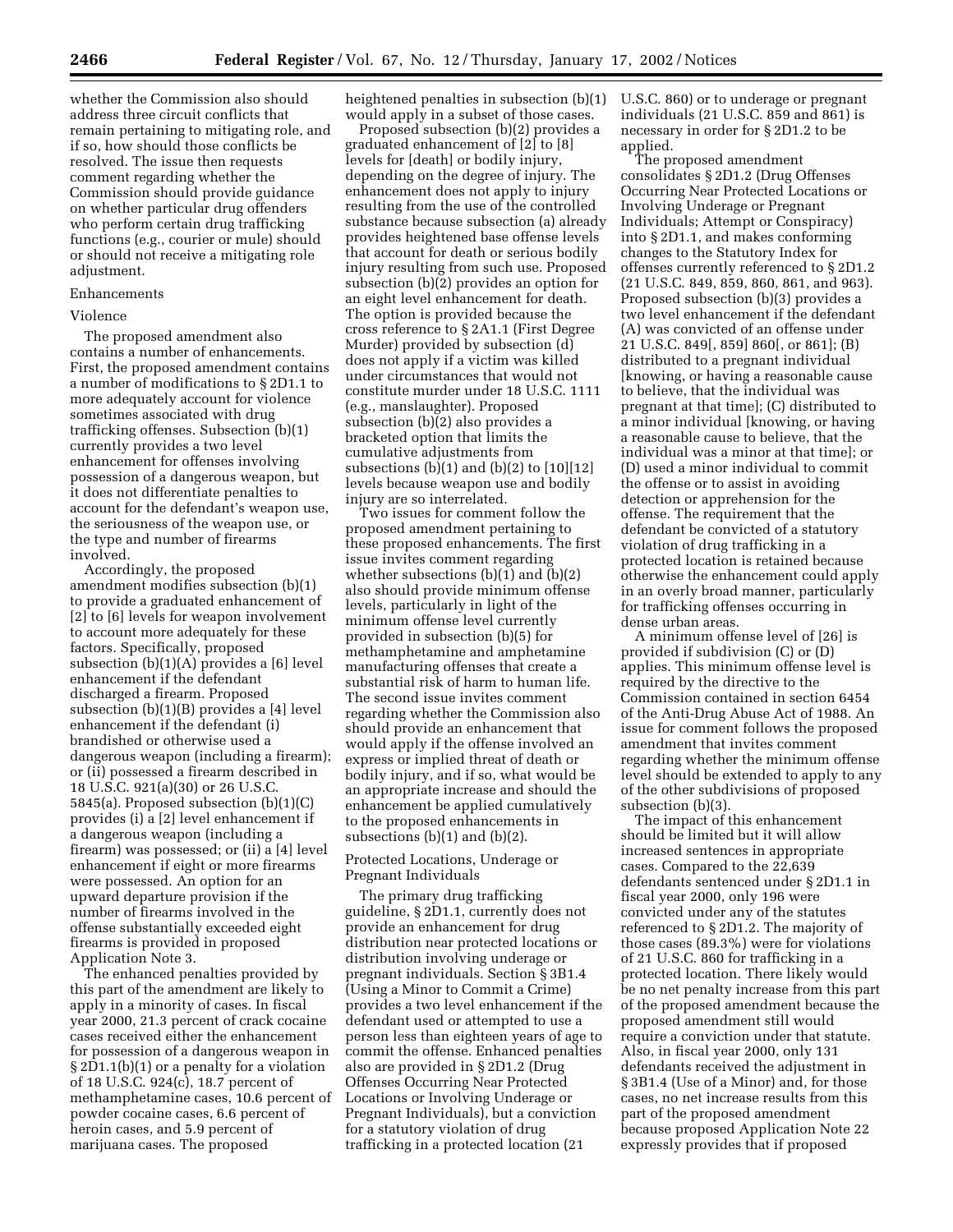whether the Commission also should address three circuit conflicts that remain pertaining to mitigating role, and if so, how should those conflicts be resolved. The issue then requests comment regarding whether the Commission should provide guidance on whether particular drug offenders who perform certain drug trafficking functions (e.g., courier or mule) should or should not receive a mitigating role adjustment.

Enhancements

Violence

The proposed amendment also contains a number of enhancements. First, the proposed amendment contains a number of modifications to § 2D1.1 to more adequately account for violence sometimes associated with drug trafficking offenses. Subsection (b)(1) currently provides a two level enhancement for offenses involving possession of a dangerous weapon, but it does not differentiate penalties to account for the defendant's weapon use, the seriousness of the weapon use, or the type and number of firearms involved.

Accordingly, the proposed amendment modifies subsection (b)(1) to provide a graduated enhancement of [2] to [6] levels for weapon involvement to account more adequately for these factors. Specifically, proposed subsection (b)(1)(A) provides a [6] level enhancement if the defendant discharged a firearm. Proposed subsection (b)(1)(B) provides a [4] level enhancement if the defendant (i) brandished or otherwise used a dangerous weapon (including a firearm); or (ii) possessed a firearm described in 18 U.S.C. 921(a)(30) or 26 U.S.C. 5845(a). Proposed subsection (b)(1)(C) provides (i) a [2] level enhancement if a dangerous weapon (including a firearm) was possessed; or (ii) a [4] level enhancement if eight or more firearms were possessed. An option for an upward departure provision if the number of firearms involved in the offense substantially exceeded eight firearms is provided in proposed Application Note 3.

The enhanced penalties provided by this part of the amendment are likely to apply in a minority of cases. In fiscal year 2000, 21.3 percent of crack cocaine cases received either the enhancement for possession of a dangerous weapon in § 2D1.1(b)(1) or a penalty for a violation of 18 U.S.C. 924(c), 18.7 percent of methamphetamine cases, 10.6 percent of powder cocaine cases, 6.6 percent of heroin cases, and 5.9 percent of marijuana cases. The proposed heightened penalties in subsection (b)(1) would apply in a subset of those cases.

Proposed subsection (b)(2) provides a graduated enhancement of [2] to [8] levels for [death] or bodily injury, depending on the degree of injury. The enhancement does not apply to injury resulting from the use of the controlled substance because subsection (a) already provides heightened base offense levels that account for death or serious bodily injury resulting from such use. Proposed subsection (b)(2) provides an option for an eight level enhancement for death. The option is provided because the cross reference to § 2A1.1 (First Degree Murder) provided by subsection (d) does not apply if a victim was killed under circumstances that would not constitute murder under 18 U.S.C. 1111 (e.g., manslaughter). Proposed subsection (b)(2) also provides a bracketed option that limits the cumulative adjustments from subsections (b)(1) and (b)(2) to [10][12] levels because weapon use and bodily injury are so interrelated.

Two issues for comment follow the proposed amendment pertaining to these proposed enhancements. The first issue invites comment regarding whether subsections (b)(1) and (b)(2) also should provide minimum offense levels, particularly in light of the minimum offense level currently provided in subsection (b)(5) for methamphetamine and amphetamine manufacturing offenses that create a substantial risk of harm to human life. The second issue invites comment regarding whether the Commission also should provide an enhancement that would apply if the offense involved an express or implied threat of death or bodily injury, and if so, what would be an appropriate increase and should the enhancement be applied cumulatively to the proposed enhancements in subsections (b)(1) and (b)(2).

Protected Locations, Underage or Pregnant Individuals

The primary drug trafficking guideline, § 2D1.1, currently does not provide an enhancement for drug distribution near protected locations or distribution involving underage or pregnant individuals. Section § 3B1.4 (Using a Minor to Commit a Crime) provides a two level enhancement if the defendant used or attempted to use a person less than eighteen years of age to commit the offense. Enhanced penalties also are provided in § 2D1.2 (Drug Offenses Occurring Near Protected Locations or Involving Underage or Pregnant Individuals), but a conviction for a statutory violation of drug trafficking in a protected location (21 U.S.C. 860) or to underage or pregnant individuals (21 U.S.C. 859 and 861) is necessary in order for § 2D1.2 to be applied.

The proposed amendment consolidates § 2D1.2 (Drug Offenses Occurring Near Protected Locations or Involving Underage or Pregnant Individuals; Attempt or Conspiracy) into § 2D1.1, and makes conforming changes to the Statutory Index for offenses currently referenced to § 2D1.2 (21 U.S.C. 849, 859, 860, 861, and 963). Proposed subsection (b)(3) provides a two level enhancement if the defendant (A) was convicted of an offense under 21 U.S.C. 849[, 859] 860[, or 861]; (B) distributed to a pregnant individual [knowing, or having a reasonable cause to believe, that the individual was pregnant at that time]; (C) distributed to a minor individual [knowing, or having a reasonable cause to believe, that the individual was a minor at that time]; or (D) used a minor individual to commit the offense or to assist in avoiding detection or apprehension for the offense. The requirement that the defendant be convicted of a statutory violation of drug trafficking in a protected location is retained because otherwise the enhancement could apply in an overly broad manner, particularly for trafficking offenses occurring in dense urban areas.

A minimum offense level of [26] is provided if subdivision (C) or (D) applies. This minimum offense level is required by the directive to the Commission contained in section 6454 of the Anti-Drug Abuse Act of 1988. An issue for comment follows the proposed amendment that invites comment regarding whether the minimum offense level should be extended to apply to any of the other subdivisions of proposed subsection (b)(3).

The impact of this enhancement should be limited but it will allow increased sentences in appropriate cases. Compared to the 22,639 defendants sentenced under § 2D1.1 in fiscal year 2000, only 196 were convicted under any of the statutes referenced to § 2D1.2. The majority of those cases (89.3%) were for violations of 21 U.S.C. 860 for trafficking in a protected location. There likely would be no net penalty increase from this part of the proposed amendment because the proposed amendment still would require a conviction under that statute. Also, in fiscal year 2000, only 131 defendants received the adjustment in § 3B1.4 (Use of a Minor) and, for those cases, no net increase results from this part of the proposed amendment because proposed Application Note 22 expressly provides that if proposed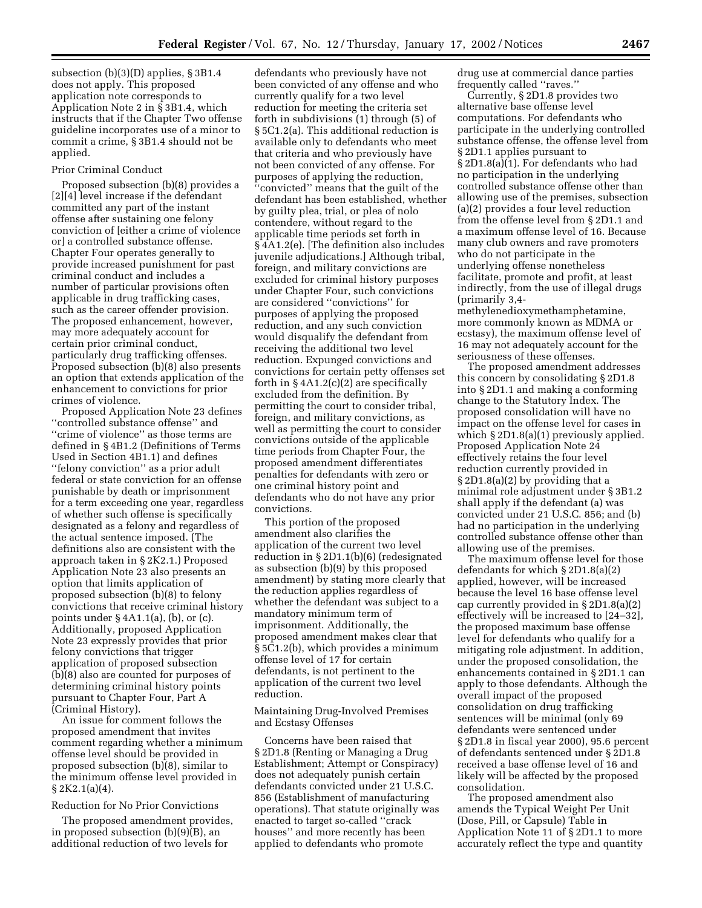subsection (b)(3)(D) applies, § 3B1.4 does not apply. This proposed application note corresponds to Application Note 2 in § 3B1.4, which instructs that if the Chapter Two offense guideline incorporates use of a minor to commit a crime, § 3B1.4 should not be applied.

Prior Criminal Conduct

Proposed subsection (b)(8) provides a [2][4] level increase if the defendant committed any part of the instant offense after sustaining one felony conviction of [either a crime of violence or] a controlled substance offense. Chapter Four operates generally to provide increased punishment for past criminal conduct and includes a number of particular provisions often applicable in drug trafficking cases, such as the career offender provision. The proposed enhancement, however, may more adequately account for certain prior criminal conduct, particularly drug trafficking offenses. Proposed subsection (b)(8) also presents an option that extends application of the enhancement to convictions for prior crimes of violence.

Proposed Application Note 23 defines ''controlled substance offense'' and ''crime of violence'' as those terms are defined in § 4B1.2 (Definitions of Terms Used in Section 4B1.1) and defines ''felony conviction'' as a prior adult federal or state conviction for an offense punishable by death or imprisonment for a term exceeding one year, regardless of whether such offense is specifically designated as a felony and regardless of the actual sentence imposed. (The definitions also are consistent with the approach taken in § 2K2.1.) Proposed Application Note 23 also presents an option that limits application of proposed subsection (b)(8) to felony convictions that receive criminal history points under § 4A1.1(a), (b), or (c). Additionally, proposed Application Note 23 expressly provides that prior felony convictions that trigger application of proposed subsection (b)(8) also are counted for purposes of determining criminal history points pursuant to Chapter Four, Part A (Criminal History).

An issue for comment follows the proposed amendment that invites comment regarding whether a minimum offense level should be provided in proposed subsection (b)(8), similar to the minimum offense level provided in § 2K2.1(a)(4).

Reduction for No Prior Convictions

The proposed amendment provides, in proposed subsection (b)(9)(B), an additional reduction of two levels for defendants who previously have not been convicted of any offense and who currently qualify for a two level reduction for meeting the criteria set forth in subdivisions (1) through (5) of § 5C1.2(a). This additional reduction is available only to defendants who meet that criteria and who previously have not been convicted of any offense. For purposes of applying the reduction, ''convicted'' means that the guilt of the defendant has been established, whether by guilty plea, trial, or plea of nolo contendere, without regard to the applicable time periods set forth in § 4A1.2(e). [The definition also includes juvenile adjudications.] Although tribal, foreign, and military convictions are excluded for criminal history purposes under Chapter Four, such convictions are considered ''convictions'' for purposes of applying the proposed reduction, and any such conviction would disqualify the defendant from receiving the additional two level reduction. Expunged convictions and convictions for certain petty offenses set forth in § 4A1.2(c)(2) are specifically excluded from the definition. By permitting the court to consider tribal, foreign, and military convictions, as well as permitting the court to consider convictions outside of the applicable time periods from Chapter Four, the proposed amendment differentiates penalties for defendants with zero or one criminal history point and defendants who do not have any prior convictions.

This portion of the proposed amendment also clarifies the application of the current two level reduction in § 2D1.1(b)(6) (redesignated as subsection (b)(9) by this proposed amendment) by stating more clearly that the reduction applies regardless of whether the defendant was subject to a mandatory minimum term of imprisonment. Additionally, the proposed amendment makes clear that § 5C1.2(b), which provides a minimum offense level of 17 for certain defendants, is not pertinent to the application of the current two level reduction.

Maintaining Drug-Involved Premises and Ecstasy Offenses

Concerns have been raised that § 2D1.8 (Renting or Managing a Drug Establishment; Attempt or Conspiracy) does not adequately punish certain defendants convicted under 21 U.S.C. 856 (Establishment of manufacturing operations). That statute originally was enacted to target so-called ''crack houses'' and more recently has been applied to defendants who promote drug use at commercial dance parties frequently called ''raves.''

Currently, § 2D1.8 provides two alternative base offense level computations. For defendants who participate in the underlying controlled substance offense, the offense level from § 2D1.1 applies pursuant to § 2D1.8(a)(1). For defendants who had no participation in the underlying controlled substance offense other than allowing use of the premises, subsection (a)(2) provides a four level reduction from the offense level from § 2D1.1 and a maximum offense level of 16. Because many club owners and rave promoters who do not participate in the underlying offense nonetheless facilitate, promote and profit, at least indirectly, from the use of illegal drugs (primarily 3,4-methylenedioxymethamphetamine, more commonly known as MDMA or ecstasy), the maximum offense level of 16 may not adequately account for the seriousness of these offenses.

The proposed amendment addresses this concern by consolidating § 2D1.8 into § 2D1.1 and making a conforming change to the Statutory Index. The proposed consolidation will have no impact on the offense level for cases in which § 2D1.8(a)(1) previously applied. Proposed Application Note 24 effectively retains the four level reduction currently provided in § 2D1.8(a)(2) by providing that a minimal role adjustment under § 3B1.2 shall apply if the defendant (a) was convicted under 21 U.S.C. 856; and (b) had no participation in the underlying controlled substance offense other than allowing use of the premises.

The maximum offense level for those defendants for which § 2D1.8(a)(2) applied, however, will be increased because the level 16 base offense level cap currently provided in § 2D1.8(a)(2) effectively will be increased to [24–32], the proposed maximum base offense level for defendants who qualify for a mitigating role adjustment. In addition, under the proposed consolidation, the enhancements contained in § 2D1.1 can apply to those defendants. Although the overall impact of the proposed consolidation on drug trafficking sentences will be minimal (only 69 defendants were sentenced under § 2D1.8 in fiscal year 2000), 95.6 percent of defendants sentenced under § 2D1.8 received a base offense level of 16 and likely will be affected by the proposed consolidation.

The proposed amendment also amends the Typical Weight Per Unit (Dose, Pill, or Capsule) Table in Application Note 11 of § 2D1.1 to more accurately reflect the type and quantity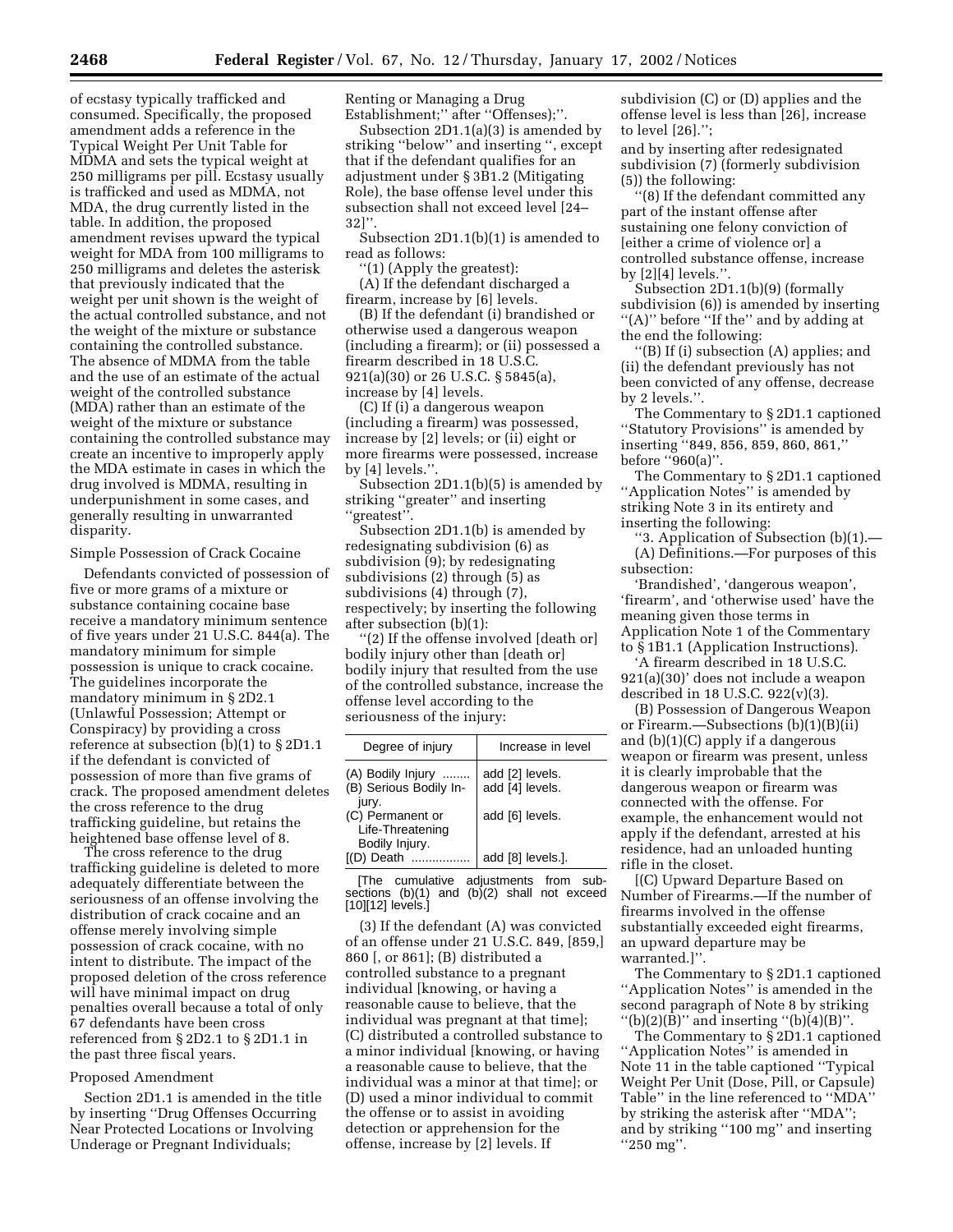of ecstasy typically trafficked and consumed. Specifically, the proposed amendment adds a reference in the Typical Weight Per Unit Table for MDMA and sets the typical weight at 250 milligrams per pill. Ecstasy usually is trafficked and used as MDMA, not MDA, the drug currently listed in the table. In addition, the proposed amendment revises upward the typical weight for MDA from 100 milligrams to 250 milligrams and deletes the asterisk that previously indicated that the weight per unit shown is the weight of the actual controlled substance, and not the weight of the mixture or substance containing the controlled substance. The absence of MDMA from the table and the use of an estimate of the actual weight of the controlled substance (MDA) rather than an estimate of the weight of the mixture or substance containing the controlled substance may create an incentive to improperly apply the MDA estimate in cases in which the drug involved is MDMA, resulting in underpunishment in some cases, and generally resulting in unwarranted disparity.

Simple Possession of Crack Cocaine

Defendants convicted of possession of five or more grams of a mixture or substance containing cocaine base receive a mandatory minimum sentence of five years under 21 U.S.C. 844(a). The mandatory minimum for simple possession is unique to crack cocaine. The guidelines incorporate the mandatory minimum in § 2D2.1 (Unlawful Possession; Attempt or Conspiracy) by providing a cross reference at subsection (b)(1) to § 2D1.1 if the defendant is convicted of possession of more than five grams of crack. The proposed amendment deletes the cross reference to the drug trafficking guideline, but retains the heightened base offense level of 8.

The cross reference to the drug trafficking guideline is deleted to more adequately differentiate between the seriousness of an offense involving the distribution of crack cocaine and an offense merely involving simple possession of crack cocaine, with no intent to distribute. The impact of the proposed deletion of the cross reference will have minimal impact on drug penalties overall because a total of only 67 defendants have been cross referenced from § 2D2.1 to § 2D1.1 in the past three fiscal years.

Proposed Amendment

Section 2D1.1 is amended in the title by inserting "Drug Offenses Occurring Near Protected Locations or Involving Underage or Pregnant Individuals; Renting or Managing a Drug Establishment;" after "Offenses);".

Subsection 2D1.1(a)(3) is amended by striking "below" and inserting ", except that if the defendant qualifies for an adjustment under § 3B1.2 (Mitigating Role), the base offense level under this subsection shall not exceed level [24–32]".

Subsection 2D1.1(b)(1) is amended to read as follows:

"(1) (Apply the greatest):

(A) If the defendant discharged a firearm, increase by [6] levels.

(B) If the defendant (i) brandished or otherwise used a dangerous weapon (including a firearm); or (ii) possessed a firearm described in 18 U.S.C. 921(a)(30) or 26 U.S.C. § 5845(a), increase by [4] levels.

(C) If (i) a dangerous weapon (including a firearm) was possessed, increase by [2] levels; or (ii) eight or more firearms were possessed, increase by [4] levels.".

Subsection 2D1.1(b)(5) is amended by striking "greater" and inserting "greatest".

Subsection 2D1.1(b) is amended by redesignating subdivision (6) as subdivision (9); by redesignating subdivisions (2) through (5) as subdivisions (4) through (7), respectively; by inserting the following after subsection (b)(1):

"(2) If the offense involved [death or] bodily injury other than [death or] bodily injury that resulted from the use of the controlled substance, increase the offense level according to the seriousness of the injury:

| Degree of injury | Increase in level |
|---|---|
| (A) Bodily Injury ........ | add [2] levels. |
| (B) Serious Bodily Injury. | add [4] levels. |
| (C) Permanent or Life-Threatening Bodily Injury. | add [6] levels. |
| [(D) Death ................. | add [8] levels.]. |

[The cumulative adjustments from subsections (b)(1) and (b)(2) shall not exceed [10][12] levels.]

(3) If the defendant (A) was convicted of an offense under 21 U.S.C. 849, [859,] 860 [, or 861]; (B) distributed a controlled substance to a pregnant individual [knowing, or having a reasonable cause to believe, that the individual was pregnant at that time]; (C) distributed a controlled substance to a minor individual [knowing, or having a reasonable cause to believe, that the individual was a minor at that time]; or (D) used a minor individual to commit the offense or to assist in avoiding detection or apprehension for the offense, increase by [2] levels. If subdivision (C) or (D) applies and the offense level is less than [26], increase to level [26].";

and by inserting after redesignated subdivision (7) (formerly subdivision (5)) the following:

"(8) If the defendant committed any part of the instant offense after sustaining one felony conviction of [either a crime of violence or] a controlled substance offense, increase by [2][4] levels.".

Subsection 2D1.1(b)(9) (formally subdivision (6)) is amended by inserting "(A)" before "If the" and by adding at the end the following:

"(B) If (i) subsection (A) applies; and (ii) the defendant previously has not been convicted of any offense, decrease by 2 levels.".

The Commentary to § 2D1.1 captioned "Statutory Provisions" is amended by inserting "849, 856, 859, 860, 861," before "960(a)".

The Commentary to § 2D1.1 captioned "Application Notes" is amended by striking Note 3 in its entirety and inserting the following:

"3. Application of Subsection (b)(1).—

(A) Definitions.—For purposes of this subsection:

'Brandished', 'dangerous weapon', 'firearm', and 'otherwise used' have the meaning given those terms in Application Note 1 of the Commentary to § 1B1.1 (Application Instructions).

'A firearm described in 18 U.S.C. 921(a)(30)' does not include a weapon described in 18 U.S.C. 922(v)(3).

(B) Possession of Dangerous Weapon or Firearm.—Subsections (b)(1)(B)(ii) and (b)(1)(C) apply if a dangerous weapon or firearm was present, unless it is clearly improbable that the dangerous weapon or firearm was connected with the offense. For example, the enhancement would not apply if the defendant, arrested at his residence, had an unloaded hunting rifle in the closet.

[(C) Upward Departure Based on Number of Firearms.—If the number of firearms involved in the offense substantially exceeded eight firearms, an upward departure may be warranted.]".

The Commentary to § 2D1.1 captioned "Application Notes" is amended in the second paragraph of Note 8 by striking "(b)(2)(B)" and inserting "(b)(4)(B)".

The Commentary to § 2D1.1 captioned "Application Notes" is amended in Note 11 in the table captioned "Typical Weight Per Unit (Dose, Pill, or Capsule) Table" in the line referenced to "MDA" by striking the asterisk after "MDA"; and by striking "100 mg" and inserting "250 mg".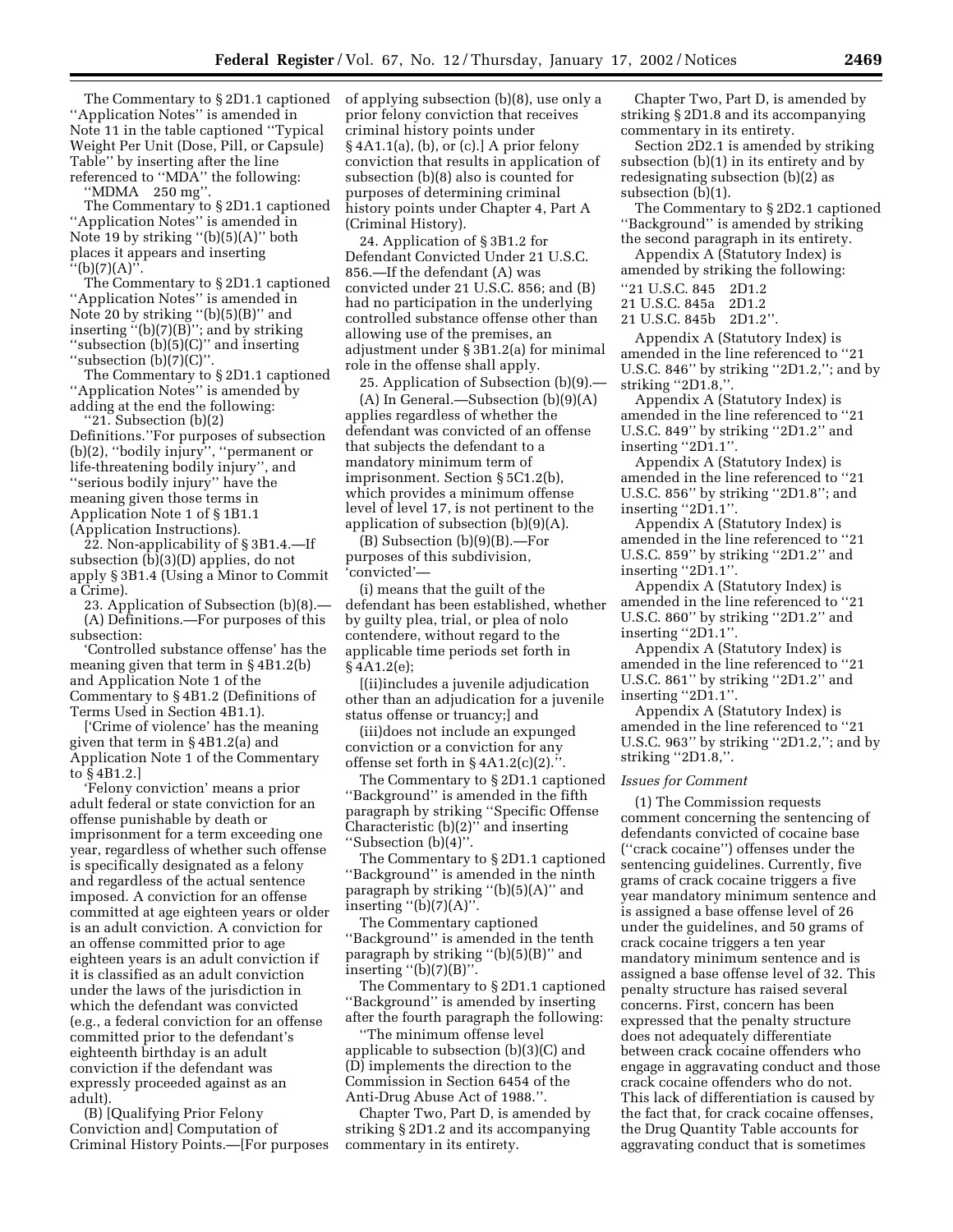The Commentary to § 2D1.1 captioned ''Application Notes'' is amended in Note 11 in the table captioned ''Typical Weight Per Unit (Dose, Pill, or Capsule) Table'' by inserting after the line referenced to ''MDA'' the following:

''MDMA 250 mg''.

The Commentary to § 2D1.1 captioned ''Application Notes'' is amended in Note 19 by striking ''(b)(5)(A)'' both places it appears and inserting ''(b)(7)(A)''.

The Commentary to § 2D1.1 captioned ''Application Notes'' is amended in Note 20 by striking ''(b)(5)(B)'' and inserting ''(b)(7)(B)''; and by striking ''subsection (b)(5)(C)'' and inserting ''subsection (b)(7)(C)''.

The Commentary to § 2D1.1 captioned ''Application Notes'' is amended by adding at the end the following:

''21. Subsection (b)(2) Definitions.''For purposes of subsection (b)(2), ''bodily injury'', ''permanent or life-threatening bodily injury'', and ''serious bodily injury'' have the meaning given those terms in Application Note 1 of § 1B1.1 (Application Instructions).

22. Non-applicability of § 3B1.4.—If subsection (b)(3)(D) applies, do not apply § 3B1.4 (Using a Minor to Commit a Crime).

23. Application of Subsection (b)(8).—

(A) Definitions.—For purposes of this subsection:

'Controlled substance offense' has the meaning given that term in § 4B1.2(b) and Application Note 1 of the Commentary to § 4B1.2 (Definitions of Terms Used in Section 4B1.1).

['Crime of violence' has the meaning given that term in § 4B1.2(a) and Application Note 1 of the Commentary to § 4B1.2.]

'Felony conviction' means a prior adult federal or state conviction for an offense punishable by death or imprisonment for a term exceeding one year, regardless of whether such offense is specifically designated as a felony and regardless of the actual sentence imposed. A conviction for an offense committed at age eighteen years or older is an adult conviction. A conviction for an offense committed prior to age eighteen years is an adult conviction if it is classified as an adult conviction under the laws of the jurisdiction in which the defendant was convicted (e.g., a federal conviction for an offense committed prior to the defendant's eighteenth birthday is an adult conviction if the defendant was expressly proceeded against as an adult).

(B) [Qualifying Prior Felony Conviction and] Computation of Criminal History Points.—[For purposes of applying subsection (b)(8), use only a prior felony conviction that receives criminal history points under § 4A1.1(a), (b), or (c).] A prior felony conviction that results in application of subsection (b)(8) also is counted for purposes of determining criminal history points under Chapter 4, Part A (Criminal History).

24. Application of § 3B1.2 for Defendant Convicted Under 21 U.S.C. 856.—If the defendant (A) was convicted under 21 U.S.C. 856; and (B) had no participation in the underlying controlled substance offense other than allowing use of the premises, an adjustment under § 3B1.2(a) for minimal role in the offense shall apply.

25. Application of Subsection (b)(9).—

(A) In General.—Subsection (b)(9)(A) applies regardless of whether the defendant was convicted of an offense that subjects the defendant to a mandatory minimum term of imprisonment. Section § 5C1.2(b), which provides a minimum offense level of level 17, is not pertinent to the application of subsection (b)(9)(A).

(B) Subsection (b)(9)(B).—For purposes of this subdivision, 'convicted'—

(i) means that the guilt of the defendant has been established, whether by guilty plea, trial, or plea of nolo contendere, without regard to the applicable time periods set forth in § 4A1.2(e);

[(ii)includes a juvenile adjudication other than an adjudication for a juvenile status offense or truancy;] and

(iii)does not include an expunged conviction or a conviction for any offense set forth in § 4A1.2(c)(2).''.

The Commentary to § 2D1.1 captioned ''Background'' is amended in the fifth paragraph by striking ''Specific Offense Characteristic (b)(2)'' and inserting ''Subsection (b)(4)''.

The Commentary to § 2D1.1 captioned ''Background'' is amended in the ninth paragraph by striking ''(b)(5)(A)'' and inserting ''(b)(7)(A)''.

The Commentary captioned ''Background'' is amended in the tenth paragraph by striking ''(b)(5)(B)'' and inserting ''(b)(7)(B)''.

The Commentary to § 2D1.1 captioned ''Background'' is amended by inserting after the fourth paragraph the following:

''The minimum offense level applicable to subsection (b)(3)(C) and (D) implements the direction to the Commission in Section 6454 of the Anti-Drug Abuse Act of 1988.''.

Chapter Two, Part D, is amended by striking § 2D1.2 and its accompanying commentary in its entirety.

Chapter Two, Part D, is amended by striking § 2D1.8 and its accompanying commentary in its entirety.

Section 2D2.1 is amended by striking subsection (b)(1) in its entirety and by redesignating subsection (b)(2) as subsection (b)(1).

The Commentary to § 2D2.1 captioned ''Background'' is amended by striking the second paragraph in its entirety.

Appendix A (Statutory Index) is amended by striking the following:

''21 U.S.C. 845 2D1.2
21 U.S.C. 845a 2D1.2
21 U.S.C. 845b 2D1.2''.

Appendix A (Statutory Index) is amended in the line referenced to ''21 U.S.C. 846'' by striking ''2D1.2,''; and by striking ''2D1.8,''.

Appendix A (Statutory Index) is amended in the line referenced to ''21 U.S.C. 849'' by striking ''2D1.2'' and inserting ''2D1.1''.

Appendix A (Statutory Index) is amended in the line referenced to ''21 U.S.C. 856'' by striking ''2D1.8''; and inserting ''2D1.1''.

Appendix A (Statutory Index) is amended in the line referenced to ''21 U.S.C. 859'' by striking ''2D1.2'' and inserting ''2D1.1''.

Appendix A (Statutory Index) is amended in the line referenced to ''21 U.S.C. 860'' by striking ''2D1.2'' and inserting ''2D1.1''.

Appendix A (Statutory Index) is amended in the line referenced to ''21 U.S.C. 861'' by striking ''2D1.2'' and inserting ''2D1.1''.

Appendix A (Statutory Index) is amended in the line referenced to ''21 U.S.C. 963'' by striking ''2D1.2,''; and by striking ''2D1.8,''.

*Issues for Comment*

(1) The Commission requests comment concerning the sentencing of defendants convicted of cocaine base (''crack cocaine'') offenses under the sentencing guidelines. Currently, five grams of crack cocaine triggers a five year mandatory minimum sentence and is assigned a base offense level of 26 under the guidelines, and 50 grams of crack cocaine triggers a ten year mandatory minimum sentence and is assigned a base offense level of 32. This penalty structure has raised several concerns. First, concern has been expressed that the penalty structure does not adequately differentiate between crack cocaine offenders who engage in aggravating conduct and those crack cocaine offenders who do not. This lack of differentiation is caused by the fact that, for crack cocaine offenses, the Drug Quantity Table accounts for aggravating conduct that is sometimes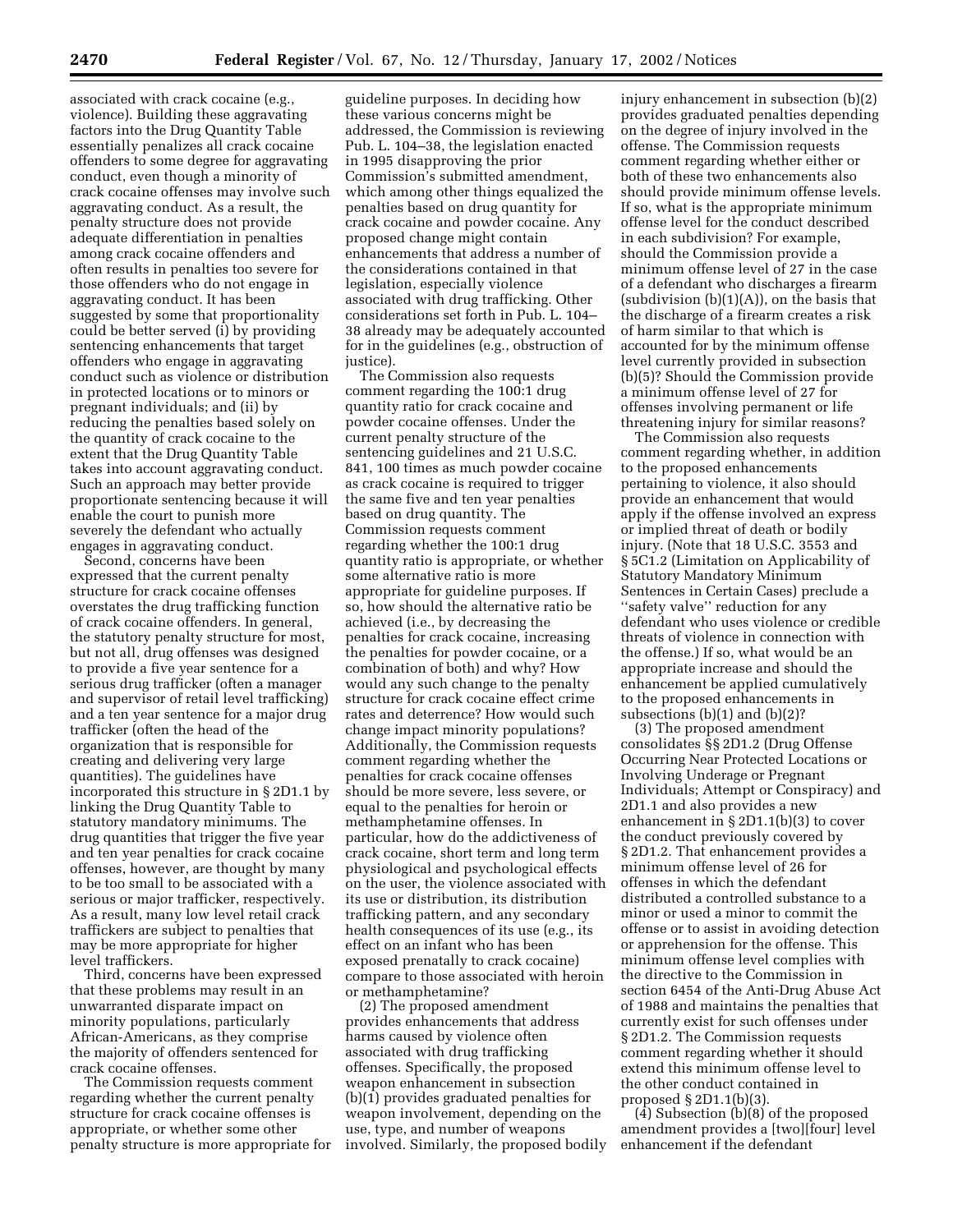associated with crack cocaine (e.g., violence). Building these aggravating factors into the Drug Quantity Table essentially penalizes all crack cocaine offenders to some degree for aggravating conduct, even though a minority of crack cocaine offenses may involve such aggravating conduct. As a result, the penalty structure does not provide adequate differentiation in penalties among crack cocaine offenders and often results in penalties too severe for those offenders who do not engage in aggravating conduct. It has been suggested by some that proportionality could be better served (i) by providing sentencing enhancements that target offenders who engage in aggravating conduct such as violence or distribution in protected locations or to minors or pregnant individuals; and (ii) by reducing the penalties based solely on the quantity of crack cocaine to the extent that the Drug Quantity Table takes into account aggravating conduct. Such an approach may better provide proportionate sentencing because it will enable the court to punish more severely the defendant who actually engages in aggravating conduct.

Second, concerns have been expressed that the current penalty structure for crack cocaine offenses overstates the drug trafficking function of crack cocaine offenders. In general, the statutory penalty structure for most, but not all, drug offenses was designed to provide a five year sentence for a serious drug trafficker (often a manager and supervisor of retail level trafficking) and a ten year sentence for a major drug trafficker (often the head of the organization that is responsible for creating and delivering very large quantities). The guidelines have incorporated this structure in § 2D1.1 by linking the Drug Quantity Table to statutory mandatory minimums. The drug quantities that trigger the five year and ten year penalties for crack cocaine offenses, however, are thought by many to be too small to be associated with a serious or major trafficker, respectively. As a result, many low level retail crack traffickers are subject to penalties that may be more appropriate for higher level traffickers.

Third, concerns have been expressed that these problems may result in an unwarranted disparate impact on minority populations, particularly African-Americans, as they comprise the majority of offenders sentenced for crack cocaine offenses.

The Commission requests comment regarding whether the current penalty structure for crack cocaine offenses is appropriate, or whether some other penalty structure is more appropriate for guideline purposes. In deciding how these various concerns might be addressed, the Commission is reviewing Pub. L. 104–38, the legislation enacted in 1995 disapproving the prior Commission's submitted amendment, which among other things equalized the penalties based on drug quantity for crack cocaine and powder cocaine. Any proposed change might contain enhancements that address a number of the considerations contained in that legislation, especially violence associated with drug trafficking. Other considerations set forth in Pub. L. 104–38 already may be adequately accounted for in the guidelines (e.g., obstruction of justice).

The Commission also requests comment regarding the 100:1 drug quantity ratio for crack cocaine and powder cocaine offenses. Under the current penalty structure of the sentencing guidelines and 21 U.S.C. 841, 100 times as much powder cocaine as crack cocaine is required to trigger the same five and ten year penalties based on drug quantity. The Commission requests comment regarding whether the 100:1 drug quantity ratio is appropriate, or whether some alternative ratio is more appropriate for guideline purposes. If so, how should the alternative ratio be achieved (i.e., by decreasing the penalties for crack cocaine, increasing the penalties for powder cocaine, or a combination of both) and why? How would any such change to the penalty structure for crack cocaine effect crime rates and deterrence? How would such change impact minority populations? Additionally, the Commission requests comment regarding whether the penalties for crack cocaine offenses should be more severe, less severe, or equal to the penalties for heroin or methamphetamine offenses. In particular, how do the addictiveness of crack cocaine, short term and long term physiological and psychological effects on the user, the violence associated with its use or distribution, its distribution trafficking pattern, and any secondary health consequences of its use (e.g., its effect on an infant who has been exposed prenatally to crack cocaine) compare to those associated with heroin or methamphetamine?

(2) The proposed amendment provides enhancements that address harms caused by violence often associated with drug trafficking offenses. Specifically, the proposed weapon enhancement in subsection (b)(1) provides graduated penalties for weapon involvement, depending on the use, type, and number of weapons involved. Similarly, the proposed bodily injury enhancement in subsection (b)(2) provides graduated penalties depending on the degree of injury involved in the offense. The Commission requests comment regarding whether either or both of these two enhancements also should provide minimum offense levels. If so, what is the appropriate minimum offense level for the conduct described in each subdivision? For example, should the Commission provide a minimum offense level of 27 in the case of a defendant who discharges a firearm (subdivision (b)(1)(A)), on the basis that the discharge of a firearm creates a risk of harm similar to that which is accounted for by the minimum offense level currently provided in subsection (b)(5)? Should the Commission provide a minimum offense level of 27 for offenses involving permanent or life threatening injury for similar reasons?

The Commission also requests comment regarding whether, in addition to the proposed enhancements pertaining to violence, it also should provide an enhancement that would apply if the offense involved an express or implied threat of death or bodily injury. (Note that 18 U.S.C. 3553 and § 5C1.2 (Limitation on Applicability of Statutory Mandatory Minimum Sentences in Certain Cases) preclude a "safety valve" reduction for any defendant who uses violence or credible threats of violence in connection with the offense.) If so, what would be an appropriate increase and should the enhancement be applied cumulatively to the proposed enhancements in subsections (b)(1) and (b)(2)?

(3) The proposed amendment consolidates §§ 2D1.2 (Drug Offense Occurring Near Protected Locations or Involving Underage or Pregnant Individuals; Attempt or Conspiracy) and 2D1.1 and also provides a new enhancement in § 2D1.1(b)(3) to cover the conduct previously covered by § 2D1.2. That enhancement provides a minimum offense level of 26 for offenses in which the defendant distributed a controlled substance to a minor or used a minor to commit the offense or to assist in avoiding detection or apprehension for the offense. This minimum offense level complies with the directive to the Commission in section 6454 of the Anti-Drug Abuse Act of 1988 and maintains the penalties that currently exist for such offenses under § 2D1.2. The Commission requests comment regarding whether it should extend this minimum offense level to the other conduct contained in proposed § 2D1.1(b)(3).

(4) Subsection (b)(8) of the proposed amendment provides a [two][four] level enhancement if the defendant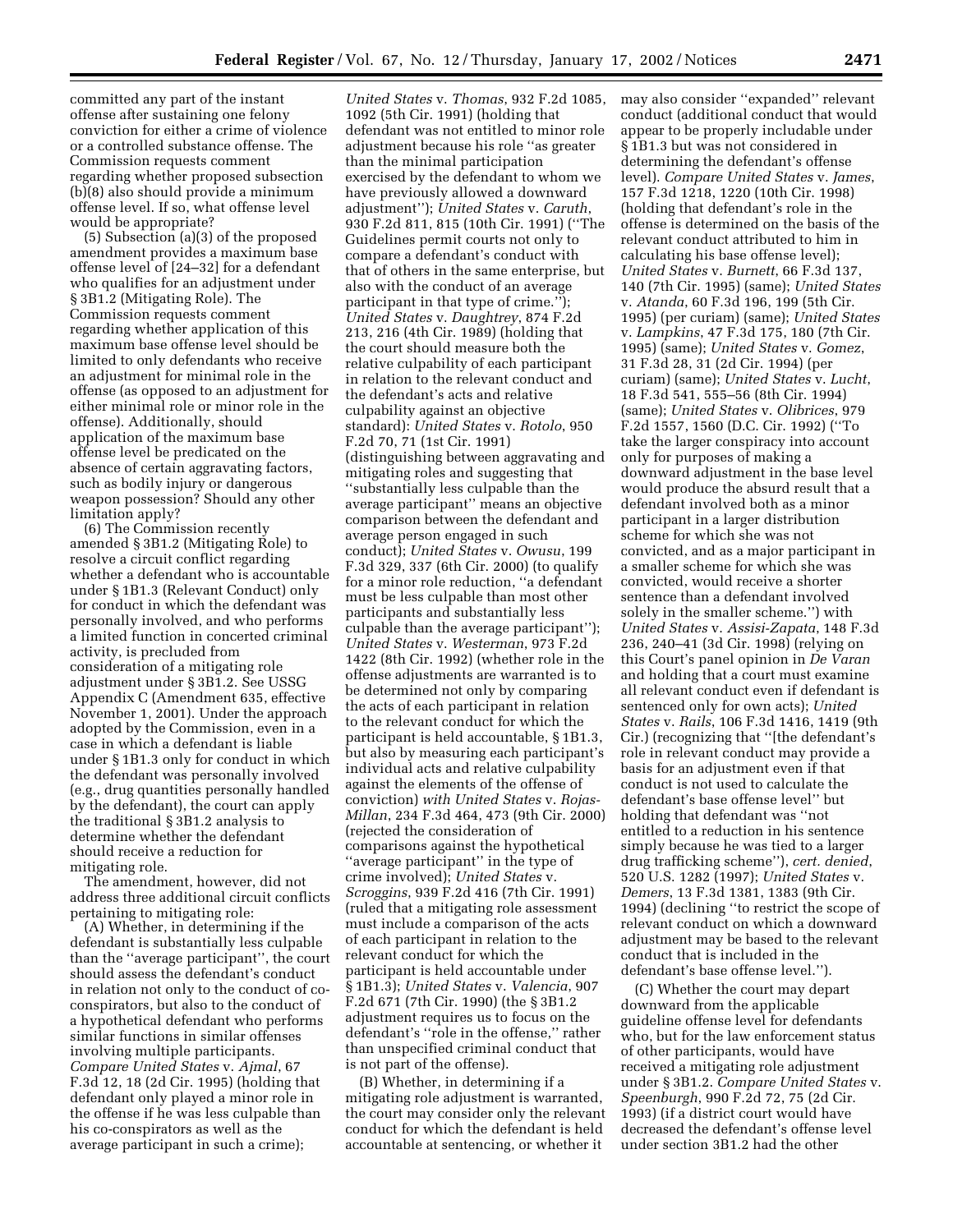committed any part of the instant offense after sustaining one felony conviction for either a crime of violence or a controlled substance offense. The Commission requests comment regarding whether proposed subsection (b)(8) also should provide a minimum offense level. If so, what offense level would be appropriate?

(5) Subsection (a)(3) of the proposed amendment provides a maximum base offense level of [24–32] for a defendant who qualifies for an adjustment under § 3B1.2 (Mitigating Role). The Commission requests comment regarding whether application of this maximum base offense level should be limited to only defendants who receive an adjustment for minimal role in the offense (as opposed to an adjustment for either minimal role or minor role in the offense). Additionally, should application of the maximum base offense level be predicated on the absence of certain aggravating factors, such as bodily injury or dangerous weapon possession? Should any other limitation apply?

(6) The Commission recently amended § 3B1.2 (Mitigating Role) to resolve a circuit conflict regarding whether a defendant who is accountable under § 1B1.3 (Relevant Conduct) only for conduct in which the defendant was personally involved, and who performs a limited function in concerted criminal activity, is precluded from consideration of a mitigating role adjustment under § 3B1.2. See USSG Appendix C (Amendment 635, effective November 1, 2001). Under the approach adopted by the Commission, even in a case in which a defendant is liable under § 1B1.3 only for conduct in which the defendant was personally involved (e.g., drug quantities personally handled by the defendant), the court can apply the traditional § 3B1.2 analysis to determine whether the defendant should receive a reduction for mitigating role.

The amendment, however, did not address three additional circuit conflicts pertaining to mitigating role:

(A) Whether, in determining if the defendant is substantially less culpable than the ''average participant'', the court should assess the defendant's conduct in relation not only to the conduct of co-conspirators, but also to the conduct of a hypothetical defendant who performs similar functions in similar offenses involving multiple participants. *Compare United States* v. *Ajmal*, 67 F.3d 12, 18 (2d Cir. 1995) (holding that defendant only played a minor role in the offense if he was less culpable than his co-conspirators as well as the average participant in such a crime); *United States* v. *Thomas*, 932 F.2d 1085, 1092 (5th Cir. 1991) (holding that defendant was not entitled to minor role adjustment because his role ''as greater than the minimal participation exercised by the defendant to whom we have previously allowed a downward adjustment''); *United States* v. *Caruth*, 930 F.2d 811, 815 (10th Cir. 1991) (''The Guidelines permit courts not only to compare a defendant's conduct with that of others in the same enterprise, but also with the conduct of an average participant in that type of crime.''); *United States* v. *Daughtrey*, 874 F.2d 213, 216 (4th Cir. 1989) (holding that the court should measure both the relative culpability of each participant in relation to the relevant conduct and the defendant's acts and relative culpability against an objective standard): *United States* v. *Rotolo*, 950 F.2d 70, 71 (1st Cir. 1991) (distinguishing between aggravating and mitigating roles and suggesting that ''substantially less culpable than the average participant'' means an objective comparison between the defendant and average person engaged in such conduct); *United States* v. *Owusu*, 199 F.3d 329, 337 (6th Cir. 2000) (to qualify for a minor role reduction, ''a defendant must be less culpable than most other participants and substantially less culpable than the average participant''); *United States* v. *Westerman*, 973 F.2d 1422 (8th Cir. 1992) (whether role in the offense adjustments are warranted is to be determined not only by comparing the acts of each participant in relation to the relevant conduct for which the participant is held accountable, § 1B1.3, but also by measuring each participant's individual acts and relative culpability against the elements of the offense of conviction) *with United States* v. *Rojas-Millan*, 234 F.3d 464, 473 (9th Cir. 2000) (rejected the consideration of comparisons against the hypothetical ''average participant'' in the type of crime involved); *United States* v. *Scroggins*, 939 F.2d 416 (7th Cir. 1991) (ruled that a mitigating role assessment must include a comparison of the acts of each participant in relation to the relevant conduct for which the participant is held accountable under § 1B1.3); *United States* v. *Valencia*, 907 F.2d 671 (7th Cir. 1990) (the § 3B1.2 adjustment requires us to focus on the defendant's ''role in the offense,'' rather than unspecified criminal conduct that is not part of the offense).

(B) Whether, in determining if a mitigating role adjustment is warranted, the court may consider only the relevant conduct for which the defendant is held accountable at sentencing, or whether it may also consider ''expanded'' relevant conduct (additional conduct that would appear to be properly includable under § 1B1.3 but was not considered in determining the defendant's offense level). *Compare United States* v. *James*, 157 F.3d 1218, 1220 (10th Cir. 1998) (holding that defendant's role in the offense is determined on the basis of the relevant conduct attributed to him in calculating his base offense level); *United States* v. *Burnett*, 66 F.3d 137, 140 (7th Cir. 1995) (same); *United States* v. *Atanda*, 60 F.3d 196, 199 (5th Cir. 1995) (per curiam) (same); *United States* v. *Lampkins*, 47 F.3d 175, 180 (7th Cir. 1995) (same); *United States* v. *Gomez*, 31 F.3d 28, 31 (2d Cir. 1994) (per curiam) (same); *United States* v. *Lucht*, 18 F.3d 541, 555–56 (8th Cir. 1994) (same); *United States* v. *Olibrices*, 979 F.2d 1557, 1560 (D.C. Cir. 1992) (''To take the larger conspiracy into account only for purposes of making a downward adjustment in the base level would produce the absurd result that a defendant involved both as a minor participant in a larger distribution scheme for which she was not convicted, and as a major participant in a smaller scheme for which she was convicted, would receive a shorter sentence than a defendant involved solely in the smaller scheme.'') with *United States* v. *Assisi-Zapata*, 148 F.3d 236, 240–41 (3d Cir. 1998) (relying on this Court's panel opinion in *De Varan* and holding that a court must examine all relevant conduct even if defendant is sentenced only for own acts); *United States* v. *Rails*, 106 F.3d 1416, 1419 (9th Cir.) (recognizing that ''[the defendant's role in relevant conduct may provide a basis for an adjustment even if that conduct is not used to calculate the defendant's base offense level'' but holding that defendant was ''not entitled to a reduction in his sentence simply because he was tied to a larger drug trafficking scheme''), *cert. denied*, 520 U.S. 1282 (1997); *United States* v. *Demers*, 13 F.3d 1381, 1383 (9th Cir. 1994) (declining ''to restrict the scope of relevant conduct on which a downward adjustment may be based to the relevant conduct that is included in the defendant's base offense level.'').

(C) Whether the court may depart downward from the applicable guideline offense level for defendants who, but for the law enforcement status of other participants, would have received a mitigating role adjustment under § 3B1.2. *Compare United States* v. *Speenburgh*, 990 F.2d 72, 75 (2d Cir. 1993) (if a district court would have decreased the defendant's offense level under section 3B1.2 had the other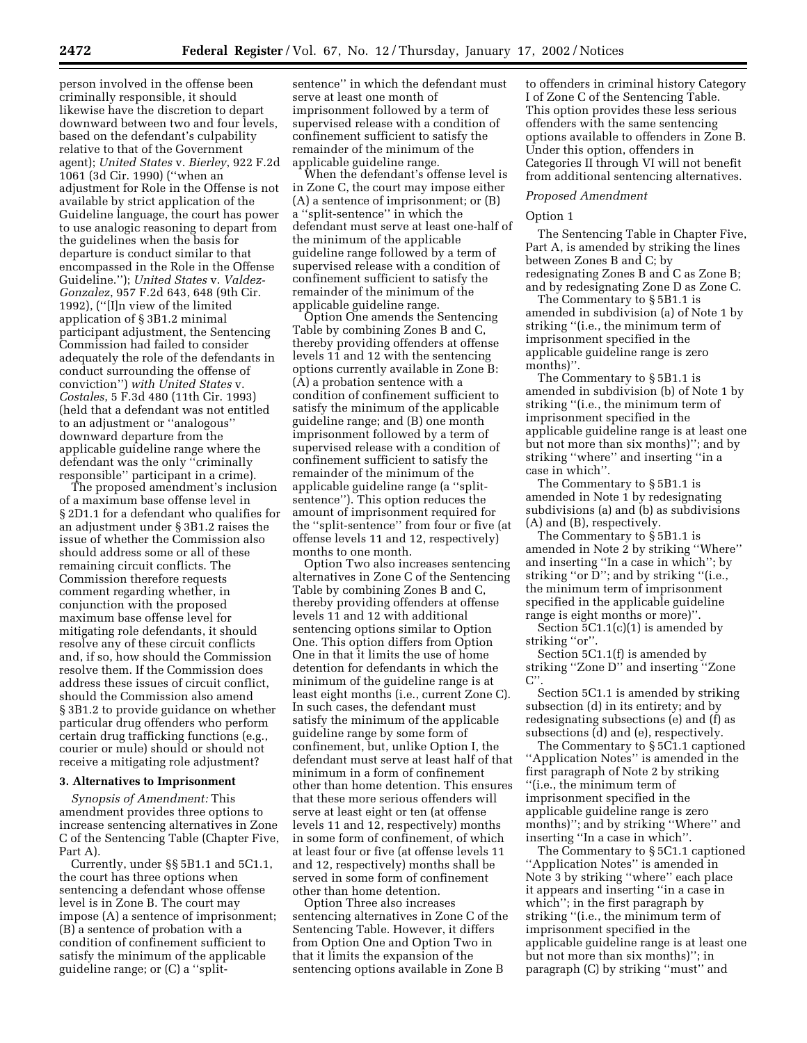person involved in the offense been criminally responsible, it should likewise have the discretion to depart downward between two and four levels, based on the defendant's culpability relative to that of the Government agent); *United States* v. *Bierley*, 922 F.2d 1061 (3d Cir. 1990) (''when an adjustment for Role in the Offense is not available by strict application of the Guideline language, the court has power to use analogic reasoning to depart from the guidelines when the basis for departure is conduct similar to that encompassed in the Role in the Offense Guideline.''); *United States* v. *Valdez-Gonzalez*, 957 F.2d 643, 648 (9th Cir. 1992), (''[I]n view of the limited application of § 3B1.2 minimal participant adjustment, the Sentencing Commission had failed to consider adequately the role of the defendants in conduct surrounding the offense of conviction'') *with United States* v. *Costales*, 5 F.3d 480 (11th Cir. 1993) (held that a defendant was not entitled to an adjustment or ''analogous'' downward departure from the applicable guideline range where the defendant was the only ''criminally responsible'' participant in a crime).

The proposed amendment's inclusion of a maximum base offense level in § 2D1.1 for a defendant who qualifies for an adjustment under § 3B1.2 raises the issue of whether the Commission also should address some or all of these remaining circuit conflicts. The Commission therefore requests comment regarding whether, in conjunction with the proposed maximum base offense level for mitigating role defendants, it should resolve any of these circuit conflicts and, if so, how should the Commission resolve them. If the Commission does address these issues of circuit conflict, should the Commission also amend § 3B1.2 to provide guidance on whether particular drug offenders who perform certain drug trafficking functions (e.g., courier or mule) should or should not receive a mitigating role adjustment?

**3. Alternatives to Imprisonment**

*Synopsis of Amendment:* This amendment provides three options to increase sentencing alternatives in Zone C of the Sentencing Table (Chapter Five, Part A).

Currently, under §§ 5B1.1 and 5C1.1, the court has three options when sentencing a defendant whose offense level is in Zone B. The court may impose (A) a sentence of imprisonment; (B) a sentence of probation with a condition of confinement sufficient to satisfy the minimum of the applicable guideline range; or (C) a ''split-sentence'' in which the defendant must serve at least one month of imprisonment followed by a term of supervised release with a condition of confinement sufficient to satisfy the remainder of the minimum of the applicable guideline range.

When the defendant's offense level is in Zone C, the court may impose either (A) a sentence of imprisonment; or (B) a ''split-sentence'' in which the defendant must serve at least one-half of the minimum of the applicable guideline range followed by a term of supervised release with a condition of confinement sufficient to satisfy the remainder of the minimum of the applicable guideline range.

Option One amends the Sentencing Table by combining Zones B and C, thereby providing offenders at offense levels 11 and 12 with the sentencing options currently available in Zone B: (A) a probation sentence with a condition of confinement sufficient to satisfy the minimum of the applicable guideline range; and (B) one month imprisonment followed by a term of supervised release with a condition of confinement sufficient to satisfy the remainder of the minimum of the applicable guideline range (a ''split-sentence''). This option reduces the amount of imprisonment required for the ''split-sentence'' from four or five (at offense levels 11 and 12, respectively) months to one month.

Option Two also increases sentencing alternatives in Zone C of the Sentencing Table by combining Zones B and C, thereby providing offenders at offense levels 11 and 12 with additional sentencing options similar to Option One. This option differs from Option One in that it limits the use of home detention for defendants in which the minimum of the guideline range is at least eight months (i.e., current Zone C). In such cases, the defendant must satisfy the minimum of the applicable guideline range by some form of confinement, but, unlike Option I, the defendant must serve at least half of that minimum in a form of confinement other than home detention. This ensures that these more serious offenders will serve at least eight or ten (at offense levels 11 and 12, respectively) months in some form of confinement, of which at least four or five (at offense levels 11 and 12, respectively) months shall be served in some form of confinement other than home detention.

Option Three also increases sentencing alternatives in Zone C of the Sentencing Table. However, it differs from Option One and Option Two in that it limits the expansion of the sentencing options available in Zone B to offenders in criminal history Category I of Zone C of the Sentencing Table. This option provides these less serious offenders with the same sentencing options available to offenders in Zone B. Under this option, offenders in Categories II through VI will not benefit from additional sentencing alternatives.

*Proposed Amendment*

Option 1

The Sentencing Table in Chapter Five, Part A, is amended by striking the lines between Zones B and C; by redesignating Zones B and C as Zone B; and by redesignating Zone D as Zone C.

The Commentary to § 5B1.1 is amended in subdivision (a) of Note 1 by striking ''(i.e., the minimum term of imprisonment specified in the applicable guideline range is zero months)''.

The Commentary to § 5B1.1 is amended in subdivision (b) of Note 1 by striking ''(i.e., the minimum term of imprisonment specified in the applicable guideline range is at least one but not more than six months)''; and by striking ''where'' and inserting ''in a case in which''.

The Commentary to § 5B1.1 is amended in Note 1 by redesignating subdivisions (a) and (b) as subdivisions (A) and (B), respectively.

The Commentary to § 5B1.1 is amended in Note 2 by striking ''Where'' and inserting ''In a case in which''; by striking ''or D''; and by striking ''(i.e., the minimum term of imprisonment specified in the applicable guideline range is eight months or more)''.

Section 5C1.1(c)(1) is amended by striking ''or''.

Section 5C1.1(f) is amended by striking ''Zone D'' and inserting ''Zone C''.

Section 5C1.1 is amended by striking subsection (d) in its entirety; and by redesignating subsections (e) and (f) as subsections (d) and (e), respectively.

The Commentary to § 5C1.1 captioned ''Application Notes'' is amended in the first paragraph of Note 2 by striking ''(i.e., the minimum term of imprisonment specified in the applicable guideline range is zero months)''; and by striking ''Where'' and inserting ''In a case in which''.

The Commentary to § 5C1.1 captioned ''Application Notes'' is amended in Note 3 by striking ''where'' each place it appears and inserting ''in a case in which''; in the first paragraph by striking ''(i.e., the minimum term of imprisonment specified in the applicable guideline range is at least one but not more than six months)''; in paragraph (C) by striking ''must'' and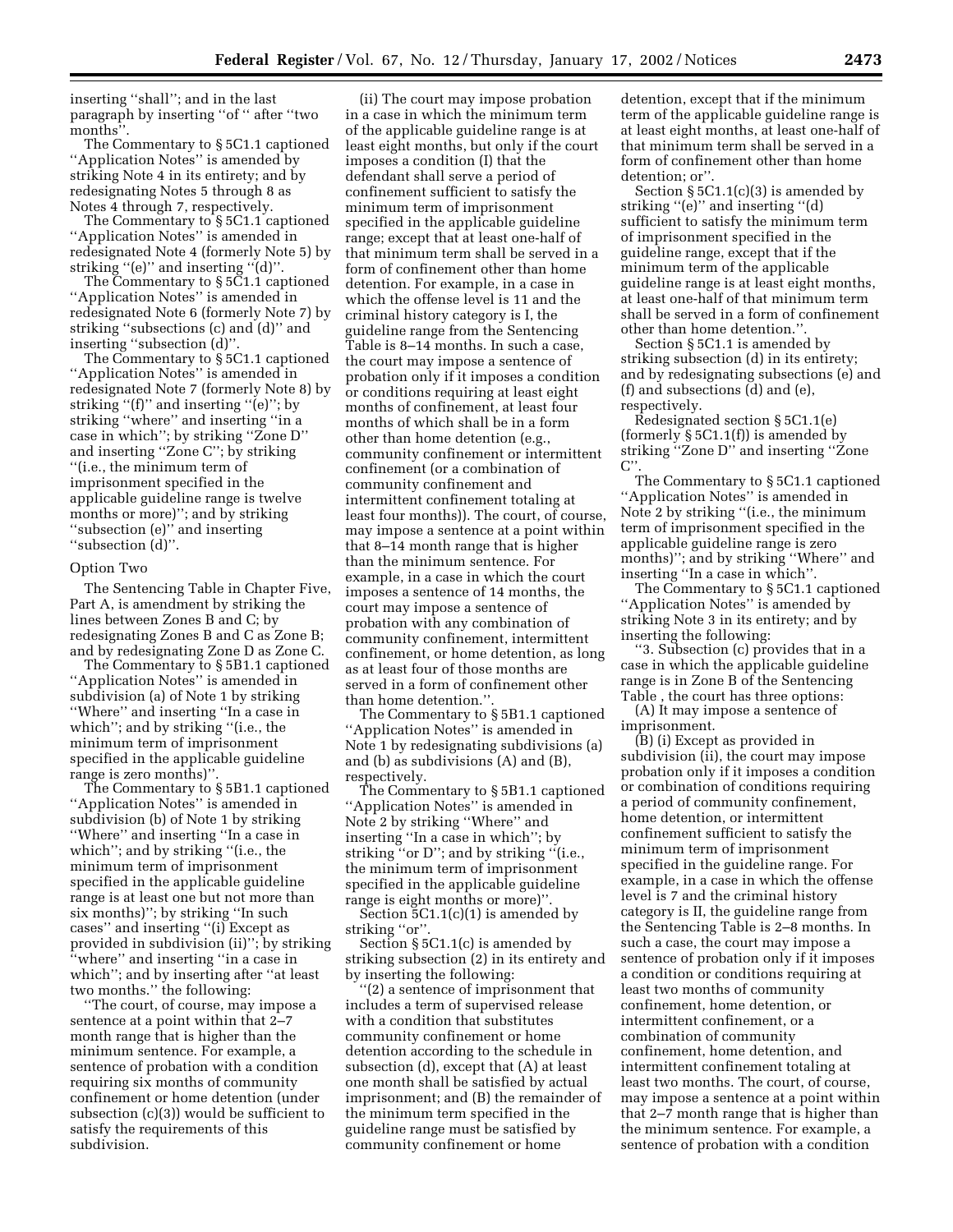inserting ''shall''; and in the last paragraph by inserting ''of '' after ''two months''.

The Commentary to § 5C1.1 captioned ''Application Notes'' is amended by striking Note 4 in its entirety; and by redesignating Notes 5 through 8 as Notes 4 through 7, respectively.

The Commentary to § 5C1.1 captioned ''Application Notes'' is amended in redesignated Note 4 (formerly Note 5) by striking ''(e)'' and inserting ''(d)''.

The Commentary to § 5C1.1 captioned ''Application Notes'' is amended in redesignated Note 6 (formerly Note 7) by striking ''subsections (c) and (d)'' and inserting ''subsection (d)''.

The Commentary to § 5C1.1 captioned ''Application Notes'' is amended in redesignated Note 7 (formerly Note 8) by striking ''(f)'' and inserting ''(e)''; by striking ''where'' and inserting ''in a case in which''; by striking ''Zone D'' and inserting ''Zone C''; by striking ''(i.e., the minimum term of imprisonment specified in the applicable guideline range is twelve months or more)''; and by striking ''subsection (e)'' and inserting ''subsection (d)''.

Option Two

The Sentencing Table in Chapter Five, Part A, is amendment by striking the lines between Zones B and C; by redesignating Zones B and C as Zone B; and by redesignating Zone D as Zone C.

The Commentary to § 5B1.1 captioned ''Application Notes'' is amended in subdivision (a) of Note 1 by striking ''Where'' and inserting ''In a case in which''; and by striking ''(i.e., the minimum term of imprisonment specified in the applicable guideline range is zero months)''.

The Commentary to § 5B1.1 captioned ''Application Notes'' is amended in subdivision (b) of Note 1 by striking ''Where'' and inserting ''In a case in which''; and by striking ''(i.e., the minimum term of imprisonment specified in the applicable guideline range is at least one but not more than six months)''; by striking ''In such cases'' and inserting ''(i) Except as provided in subdivision (ii)''; by striking ''where'' and inserting ''in a case in which''; and by inserting after ''at least two months.'' the following:

''The court, of course, may impose a sentence at a point within that 2–7 month range that is higher than the minimum sentence. For example, a sentence of probation with a condition requiring six months of community confinement or home detention (under subsection (c)(3)) would be sufficient to satisfy the requirements of this subdivision.

(ii) The court may impose probation in a case in which the minimum term of the applicable guideline range is at least eight months, but only if the court imposes a condition (I) that the defendant shall serve a period of confinement sufficient to satisfy the minimum term of imprisonment specified in the applicable guideline range; except that at least one-half of that minimum term shall be served in a form of confinement other than home detention. For example, in a case in which the offense level is 11 and the criminal history category is I, the guideline range from the Sentencing Table is 8–14 months. In such a case, the court may impose a sentence of probation only if it imposes a condition or conditions requiring at least eight months of confinement, at least four months of which shall be in a form other than home detention (e.g., community confinement or intermittent confinement (or a combination of community confinement and intermittent confinement totaling at least four months)). The court, of course, may impose a sentence at a point within that 8–14 month range that is higher than the minimum sentence. For example, in a case in which the court imposes a sentence of 14 months, the court may impose a sentence of probation with any combination of community confinement, intermittent confinement, or home detention, as long as at least four of those months are served in a form of confinement other than home detention.''.

The Commentary to § 5B1.1 captioned ''Application Notes'' is amended in Note 1 by redesignating subdivisions (a) and (b) as subdivisions (A) and (B), respectively.

The Commentary to § 5B1.1 captioned ''Application Notes'' is amended in Note 2 by striking ''Where'' and inserting ''In a case in which''; by striking ''or D''; and by striking ''(i.e., the minimum term of imprisonment specified in the applicable guideline range is eight months or more)''.

Section 5C1.1(c)(1) is amended by striking ''or''.

Section § 5C1.1(c) is amended by striking subsection (2) in its entirety and by inserting the following:

''(2) a sentence of imprisonment that includes a term of supervised release with a condition that substitutes community confinement or home detention according to the schedule in subsection (d), except that (A) at least one month shall be satisfied by actual imprisonment; and (B) the remainder of the minimum term specified in the guideline range must be satisfied by community confinement or home detention, except that if the minimum term of the applicable guideline range is at least eight months, at least one-half of that minimum term shall be served in a form of confinement other than home detention; or''.

Section § 5C1.1(c)(3) is amended by striking ''(e)'' and inserting ''(d) sufficient to satisfy the minimum term of imprisonment specified in the guideline range, except that if the minimum term of the applicable guideline range is at least eight months, at least one-half of that minimum term shall be served in a form of confinement other than home detention.''.

Section § 5C1.1 is amended by striking subsection (d) in its entirety; and by redesignating subsections (e) and (f) and subsections (d) and (e), respectively.

Redesignated section § 5C1.1(e) (formerly § 5C1.1(f)) is amended by striking ''Zone D'' and inserting ''Zone C''.

The Commentary to § 5C1.1 captioned ''Application Notes'' is amended in Note 2 by striking ''(i.e., the minimum term of imprisonment specified in the applicable guideline range is zero months)''; and by striking ''Where'' and inserting ''In a case in which''.

The Commentary to § 5C1.1 captioned ''Application Notes'' is amended by striking Note 3 in its entirety; and by inserting the following:

''3. Subsection (c) provides that in a case in which the applicable guideline range is in Zone B of the Sentencing Table , the court has three options:

(A) It may impose a sentence of imprisonment.

(B) (i) Except as provided in subdivision (ii), the court may impose probation only if it imposes a condition or combination of conditions requiring a period of community confinement, home detention, or intermittent confinement sufficient to satisfy the minimum term of imprisonment specified in the guideline range. For example, in a case in which the offense level is 7 and the criminal history category is II, the guideline range from the Sentencing Table is 2–8 months. In such a case, the court may impose a sentence of probation only if it imposes a condition or conditions requiring at least two months of community confinement, home detention, or intermittent confinement, or a combination of community confinement, home detention, and intermittent confinement totaling at least two months. The court, of course, may impose a sentence at a point within that 2–7 month range that is higher than the minimum sentence. For example, a sentence of probation with a condition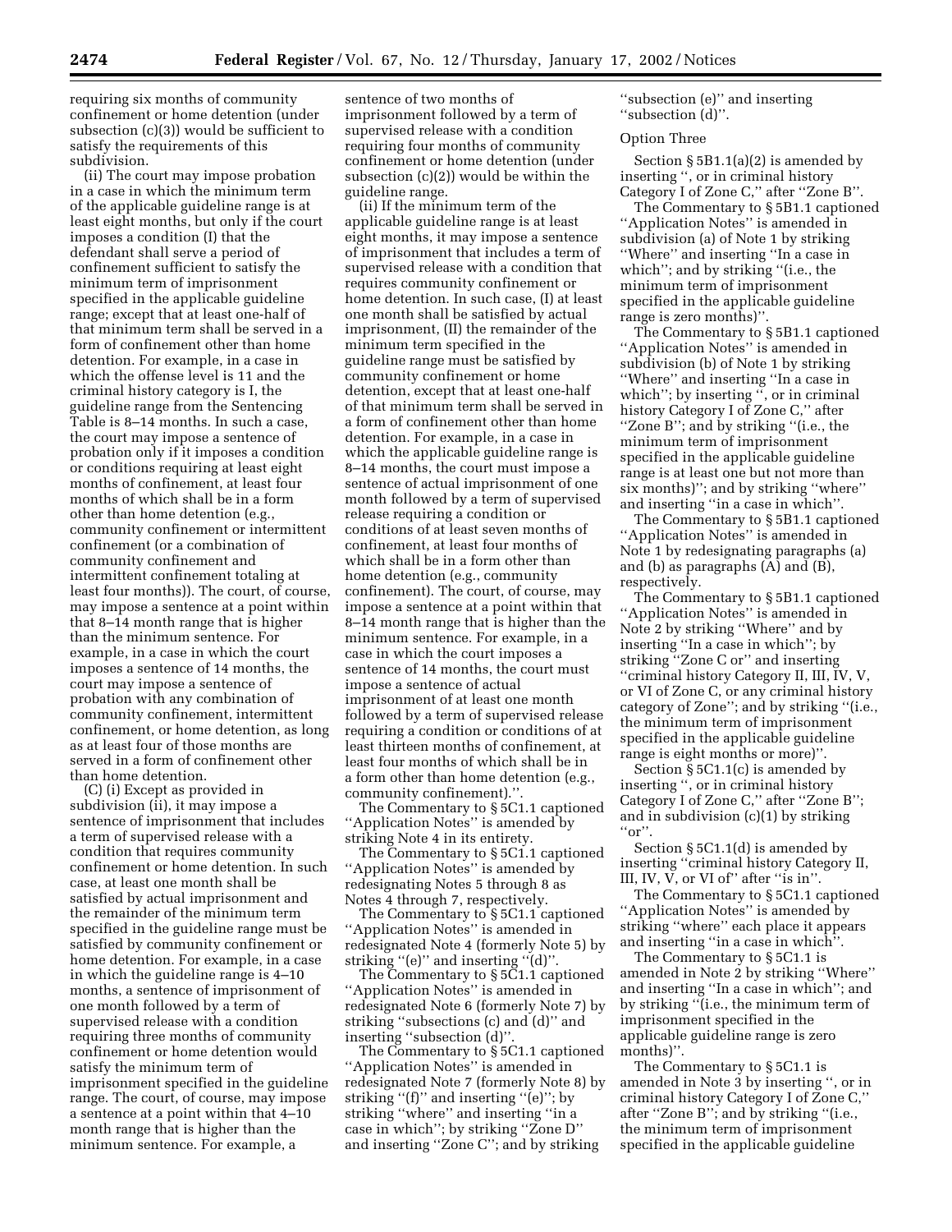requiring six months of community confinement or home detention (under subsection (c)(3)) would be sufficient to satisfy the requirements of this subdivision.

(ii) The court may impose probation in a case in which the minimum term of the applicable guideline range is at least eight months, but only if the court imposes a condition (I) that the defendant shall serve a period of confinement sufficient to satisfy the minimum term of imprisonment specified in the applicable guideline range; except that at least one-half of that minimum term shall be served in a form of confinement other than home detention. For example, in a case in which the offense level is 11 and the criminal history category is I, the guideline range from the Sentencing Table is 8–14 months. In such a case, the court may impose a sentence of probation only if it imposes a condition or conditions requiring at least eight months of confinement, at least four months of which shall be in a form other than home detention (e.g., community confinement or intermittent confinement (or a combination of community confinement and intermittent confinement totaling at least four months)). The court, of course, may impose a sentence at a point within that 8–14 month range that is higher than the minimum sentence. For example, in a case in which the court imposes a sentence of 14 months, the court may impose a sentence of probation with any combination of community confinement, intermittent confinement, or home detention, as long as at least four of those months are served in a form of confinement other than home detention.

(C) (i) Except as provided in subdivision (ii), it may impose a sentence of imprisonment that includes a term of supervised release with a condition that requires community confinement or home detention. In such case, at least one month shall be satisfied by actual imprisonment and the remainder of the minimum term specified in the guideline range must be satisfied by community confinement or home detention. For example, in a case in which the guideline range is 4–10 months, a sentence of imprisonment of one month followed by a term of supervised release with a condition requiring three months of community confinement or home detention would satisfy the minimum term of imprisonment specified in the guideline range. The court, of course, may impose a sentence at a point within that 4–10 month range that is higher than the minimum sentence. For example, a sentence of two months of imprisonment followed by a term of supervised release with a condition requiring four months of community confinement or home detention (under subsection (c)(2)) would be within the guideline range.

(ii) If the minimum term of the applicable guideline range is at least eight months, it may impose a sentence of imprisonment that includes a term of supervised release with a condition that requires community confinement or home detention. In such case, (I) at least one month shall be satisfied by actual imprisonment, (II) the remainder of the minimum term specified in the guideline range must be satisfied by community confinement or home detention, except that at least one-half of that minimum term shall be served in a form of confinement other than home detention. For example, in a case in which the applicable guideline range is 8–14 months, the court must impose a sentence of actual imprisonment of one month followed by a term of supervised release requiring a condition or conditions of at least seven months of confinement, at least four months of which shall be in a form other than home detention (e.g., community confinement). The court, of course, may impose a sentence at a point within that 8–14 month range that is higher than the minimum sentence. For example, in a case in which the court imposes a sentence of 14 months, the court must impose a sentence of actual imprisonment of at least one month followed by a term of supervised release requiring a condition or conditions of at least thirteen months of confinement, at least four months of which shall be in a form other than home detention (e.g., community confinement).''.

The Commentary to § 5C1.1 captioned ''Application Notes'' is amended by striking Note 4 in its entirety.

The Commentary to § 5C1.1 captioned ''Application Notes'' is amended by redesignating Notes 5 through 8 as Notes 4 through 7, respectively.

The Commentary to § 5C1.1 captioned ''Application Notes'' is amended in redesignated Note 4 (formerly Note 5) by striking ''(e)'' and inserting ''(d)''.

The Commentary to § 5C1.1 captioned ''Application Notes'' is amended in redesignated Note 6 (formerly Note 7) by striking ''subsections (c) and (d)'' and inserting ''subsection (d)''.

The Commentary to § 5C1.1 captioned ''Application Notes'' is amended in redesignated Note 7 (formerly Note 8) by striking ''(f)'' and inserting ''(e)''; by striking ''where'' and inserting ''in a case in which''; by striking ''Zone D'' and inserting ''Zone C''; and by striking ''subsection (e)'' and inserting ''subsection (d)''.

Option Three

Section § 5B1.1(a)(2) is amended by inserting '', or in criminal history Category I of Zone C,'' after ''Zone B''.

The Commentary to § 5B1.1 captioned ''Application Notes'' is amended in subdivision (a) of Note 1 by striking ''Where'' and inserting ''In a case in which''; and by striking ''(i.e., the minimum term of imprisonment specified in the applicable guideline range is zero months)''.

The Commentary to § 5B1.1 captioned ''Application Notes'' is amended in subdivision (b) of Note 1 by striking ''Where'' and inserting ''In a case in which''; by inserting '', or in criminal history Category I of Zone C,'' after ''Zone B''; and by striking ''(i.e., the minimum term of imprisonment specified in the applicable guideline range is at least one but not more than six months)''; and by striking ''where'' and inserting ''in a case in which''.

The Commentary to § 5B1.1 captioned ''Application Notes'' is amended in Note 1 by redesignating paragraphs (a) and (b) as paragraphs (A) and (B), respectively.

The Commentary to § 5B1.1 captioned ''Application Notes'' is amended in Note 2 by striking ''Where'' and by inserting ''In a case in which''; by striking ''Zone C or'' and inserting ''criminal history Category II, III, IV, V, or VI of Zone C, or any criminal history category of Zone''; and by striking ''(i.e., the minimum term of imprisonment specified in the applicable guideline range is eight months or more)''.

Section § 5C1.1(c) is amended by inserting '', or in criminal history Category I of Zone C,'' after ''Zone B''; and in subdivision (c)(1) by striking ''or''.

Section § 5C1.1(d) is amended by inserting ''criminal history Category II, III, IV, V, or VI of'' after ''is in''.

The Commentary to § 5C1.1 captioned ''Application Notes'' is amended by striking ''where'' each place it appears and inserting ''in a case in which''.

The Commentary to § 5C1.1 is amended in Note 2 by striking ''Where'' and inserting ''In a case in which''; and by striking ''(i.e., the minimum term of imprisonment specified in the applicable guideline range is zero months)''.

The Commentary to § 5C1.1 is amended in Note 3 by inserting '', or in criminal history Category I of Zone C,'' after ''Zone B''; and by striking ''(i.e., the minimum term of imprisonment specified in the applicable guideline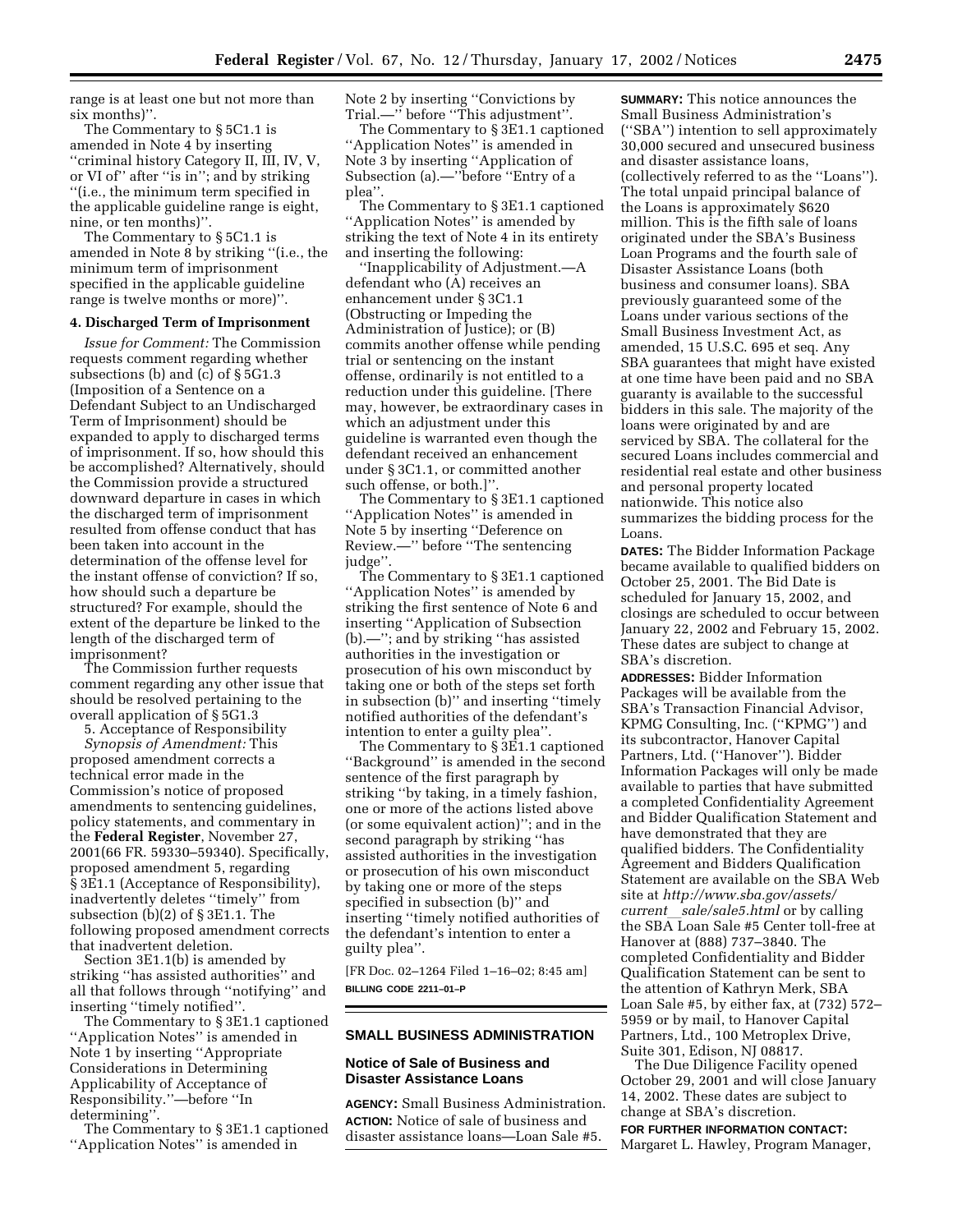range is at least one but not more than six months)''.

The Commentary to § 5C1.1 is amended in Note 4 by inserting ''criminal history Category II, III, IV, V, or VI of'' after ''is in''; and by striking ''(i.e., the minimum term specified in the applicable guideline range is eight, nine, or ten months)''.

The Commentary to § 5C1.1 is amended in Note 8 by striking ''(i.e., the minimum term of imprisonment specified in the applicable guideline range is twelve months or more)''.

#### 4. Discharged Term of Imprisonment

*Issue for Comment:* The Commission requests comment regarding whether subsections (b) and (c) of § 5G1.3 (Imposition of a Sentence on a Defendant Subject to an Undischarged Term of Imprisonment) should be expanded to apply to discharged terms of imprisonment. If so, how should this be accomplished? Alternatively, should the Commission provide a structured downward departure in cases in which the discharged term of imprisonment resulted from offense conduct that has been taken into account in the determination of the offense level for the instant offense of conviction? If so, how should such a departure be structured? For example, should the extent of the departure be linked to the length of the discharged term of imprisonment?

The Commission further requests comment regarding any other issue that should be resolved pertaining to the overall application of § 5G1.3

5. Acceptance of Responsibility

*Synopsis of Amendment:* This proposed amendment corrects a technical error made in the Commission's notice of proposed amendments to sentencing guidelines, policy statements, and commentary in the **Federal Register**, November 27, 2001(66 FR. 59330–59340). Specifically, proposed amendment 5, regarding § 3E1.1 (Acceptance of Responsibility), inadvertently deletes ''timely'' from subsection (b)(2) of § 3E1.1. The following proposed amendment corrects that inadvertent deletion.

Section 3E1.1(b) is amended by striking ''has assisted authorities'' and all that follows through ''notifying'' and inserting ''timely notified''.

The Commentary to § 3E1.1 captioned ''Application Notes'' is amended in Note 1 by inserting ''Appropriate Considerations in Determining Applicability of Acceptance of Responsibility.''—before ''In determining''.

The Commentary to § 3E1.1 captioned ''Application Notes'' is amended in Note 2 by inserting ''Convictions by Trial.—'' before ''This adjustment''.

The Commentary to § 3E1.1 captioned ''Application Notes'' is amended in Note 3 by inserting ''Application of Subsection (a).—''before ''Entry of a plea''.

The Commentary to § 3E1.1 captioned ''Application Notes'' is amended by striking the text of Note 4 in its entirety and inserting the following:

''Inapplicability of Adjustment.—A defendant who (A) receives an enhancement under § 3C1.1 (Obstructing or Impeding the Administration of Justice); or (B) commits another offense while pending trial or sentencing on the instant offense, ordinarily is not entitled to a reduction under this guideline. [There may, however, be extraordinary cases in which an adjustment under this guideline is warranted even though the defendant received an enhancement under § 3C1.1, or committed another such offense, or both.]''.

The Commentary to § 3E1.1 captioned ''Application Notes'' is amended in Note 5 by inserting ''Deference on Review.—'' before ''The sentencing judge''.

The Commentary to § 3E1.1 captioned ''Application Notes'' is amended by striking the first sentence of Note 6 and inserting ''Application of Subsection (b).—''; and by striking ''has assisted authorities in the investigation or prosecution of his own misconduct by taking one or both of the steps set forth in subsection (b)'' and inserting ''timely notified authorities of the defendant's intention to enter a guilty plea''.

The Commentary to § 3E1.1 captioned ''Background'' is amended in the second sentence of the first paragraph by striking ''by taking, in a timely fashion, one or more of the actions listed above (or some equivalent action)''; and in the second paragraph by striking ''has assisted authorities in the investigation or prosecution of his own misconduct by taking one or more of the steps specified in subsection (b)'' and inserting ''timely notified authorities of the defendant's intention to enter a guilty plea''.

[FR Doc. 02–1264 Filed 1–16–02; 8:45 am]

**BILLING CODE 2211–01–P**

## SMALL BUSINESS ADMINISTRATION

### Notice of Sale of Business and Disaster Assistance Loans

**AGENCY:** Small Business Administration.

**ACTION:** Notice of sale of business and disaster assistance loans—Loan Sale #5.

**SUMMARY:** This notice announces the Small Business Administration's (''SBA'') intention to sell approximately 30,000 secured and unsecured business and disaster assistance loans, (collectively referred to as the ''Loans''). The total unpaid principal balance of the Loans is approximately $620 million. This is the fifth sale of loans originated under the SBA's Business Loan Programs and the fourth sale of Disaster Assistance Loans (both business and consumer loans). SBA previously guaranteed some of the Loans under various sections of the Small Business Investment Act, as amended, 15 U.S.C. 695 et seq. Any SBA guarantees that might have existed at one time have been paid and no SBA guaranty is available to the successful bidders in this sale. The majority of the loans were originated by and are serviced by SBA. The collateral for the secured Loans includes commercial and residential real estate and other business and personal property located nationwide. This notice also summarizes the bidding process for the Loans.

**DATES:** The Bidder Information Package became available to qualified bidders on October 25, 2001. The Bid Date is scheduled for January 15, 2002, and closings are scheduled to occur between January 22, 2002 and February 15, 2002. These dates are subject to change at SBA's discretion.

**ADDRESSES:** Bidder Information Packages will be available from the SBA's Transaction Financial Advisor, KPMG Consulting, Inc. (''KPMG'') and its subcontractor, Hanover Capital Partners, Ltd. (''Hanover''). Bidder Information Packages will only be made available to parties that have submitted a completed Confidentiality Agreement and Bidder Qualification Statement and have demonstrated that they are qualified bidders. The Confidentiality Agreement and Bidders Qualification Statement are available on the SBA Web site at *http://www.sba.gov/assets/current__sale/sale5.html* or by calling the SBA Loan Sale #5 Center toll-free at Hanover at (888) 737–3840. The completed Confidentiality and Bidder Qualification Statement can be sent to the attention of Kathryn Merk, SBA Loan Sale #5, by either fax, at (732) 572–5959 or by mail, to Hanover Capital Partners, Ltd., 100 Metroplex Drive, Suite 301, Edison, NJ 08817.

The Due Diligence Facility opened October 29, 2001 and will close January 14, 2002. These dates are subject to change at SBA's discretion.

**FOR FURTHER INFORMATION CONTACT:** Margaret L. Hawley, Program Manager,